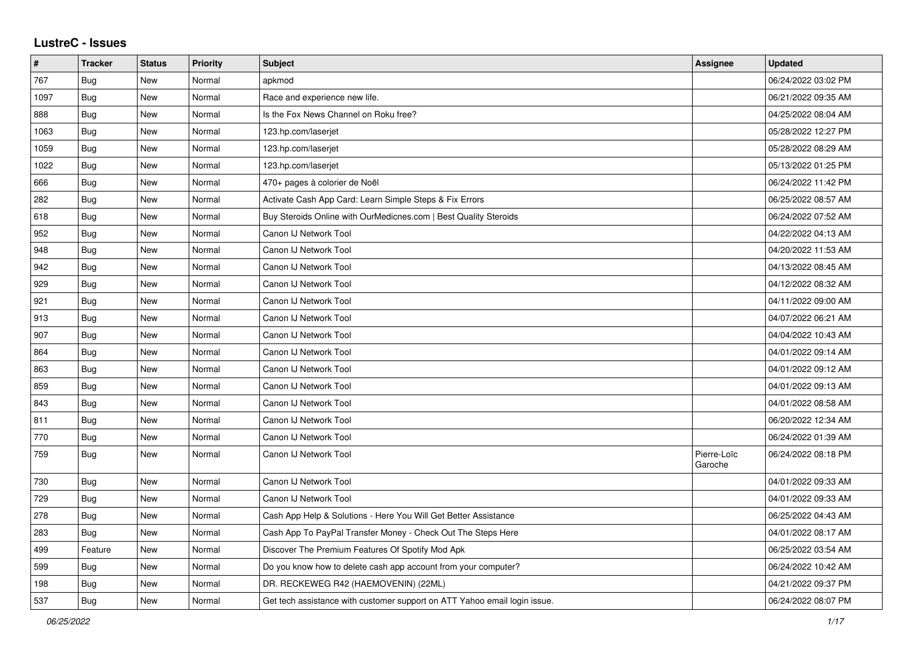# LustreC - Issues

| # | Tracker | Status | Priority | Subject | Assignee | Updated |
| --- | --- | --- | --- | --- | --- | --- |
| 767 | Bug | New | Normal | apkmod | | 06/24/2022 03:02 PM |
| 1097 | Bug | New | Normal | Race and experience new life. | | 06/21/2022 09:35 AM |
| 888 | Bug | New | Normal | Is the Fox News Channel on Roku free? | | 04/25/2022 08:04 AM |
| 1063 | Bug | New | Normal | 123.hp.com/laserjet | | 05/28/2022 12:27 PM |
| 1059 | Bug | New | Normal | 123.hp.com/laserjet | | 05/28/2022 08:29 AM |
| 1022 | Bug | New | Normal | 123.hp.com/laserjet | | 05/13/2022 01:25 PM |
| 666 | Bug | New | Normal | 470+ pages à colorier de Noël | | 06/24/2022 11:42 PM |
| 282 | Bug | New | Normal | Activate Cash App Card: Learn Simple Steps & Fix Errors | | 06/25/2022 08:57 AM |
| 618 | Bug | New | Normal | Buy Steroids Online with OurMedicnes.com \| Best Quality Steroids | | 06/24/2022 07:52 AM |
| 952 | Bug | New | Normal | Canon IJ Network Tool | | 04/22/2022 04:13 AM |
| 948 | Bug | New | Normal | Canon IJ Network Tool | | 04/20/2022 11:53 AM |
| 942 | Bug | New | Normal | Canon IJ Network Tool | | 04/13/2022 08:45 AM |
| 929 | Bug | New | Normal | Canon IJ Network Tool | | 04/12/2022 08:32 AM |
| 921 | Bug | New | Normal | Canon IJ Network Tool | | 04/11/2022 09:00 AM |
| 913 | Bug | New | Normal | Canon IJ Network Tool | | 04/07/2022 06:21 AM |
| 907 | Bug | New | Normal | Canon IJ Network Tool | | 04/04/2022 10:43 AM |
| 864 | Bug | New | Normal | Canon IJ Network Tool | | 04/01/2022 09:14 AM |
| 863 | Bug | New | Normal | Canon IJ Network Tool | | 04/01/2022 09:12 AM |
| 859 | Bug | New | Normal | Canon IJ Network Tool | | 04/01/2022 09:13 AM |
| 843 | Bug | New | Normal | Canon IJ Network Tool | | 04/01/2022 08:58 AM |
| 811 | Bug | New | Normal | Canon IJ Network Tool | | 06/20/2022 12:34 AM |
| 770 | Bug | New | Normal | Canon IJ Network Tool | | 06/24/2022 01:39 AM |
| 759 | Bug | New | Normal | Canon IJ Network Tool | Pierre-Loïc Garoche | 06/24/2022 08:18 PM |
| 730 | Bug | New | Normal | Canon IJ Network Tool | | 04/01/2022 09:33 AM |
| 729 | Bug | New | Normal | Canon IJ Network Tool | | 04/01/2022 09:33 AM |
| 278 | Bug | New | Normal | Cash App Help & Solutions - Here You Will Get Better Assistance | | 06/25/2022 04:43 AM |
| 283 | Bug | New | Normal | Cash App To PayPal Transfer Money - Check Out The Steps Here | | 04/01/2022 08:17 AM |
| 499 | Feature | New | Normal | Discover The Premium Features Of Spotify Mod Apk | | 06/25/2022 03:54 AM |
| 599 | Bug | New | Normal | Do you know how to delete cash app account from your computer? | | 06/24/2022 10:42 AM |
| 198 | Bug | New | Normal | DR. RECKEWEG R42 (HAEMOVENIN) (22ML) | | 04/21/2022 09:37 PM |
| 537 | Bug | New | Normal | Get tech assistance with customer support on ATT Yahoo email login issue. | | 06/24/2022 08:07 PM |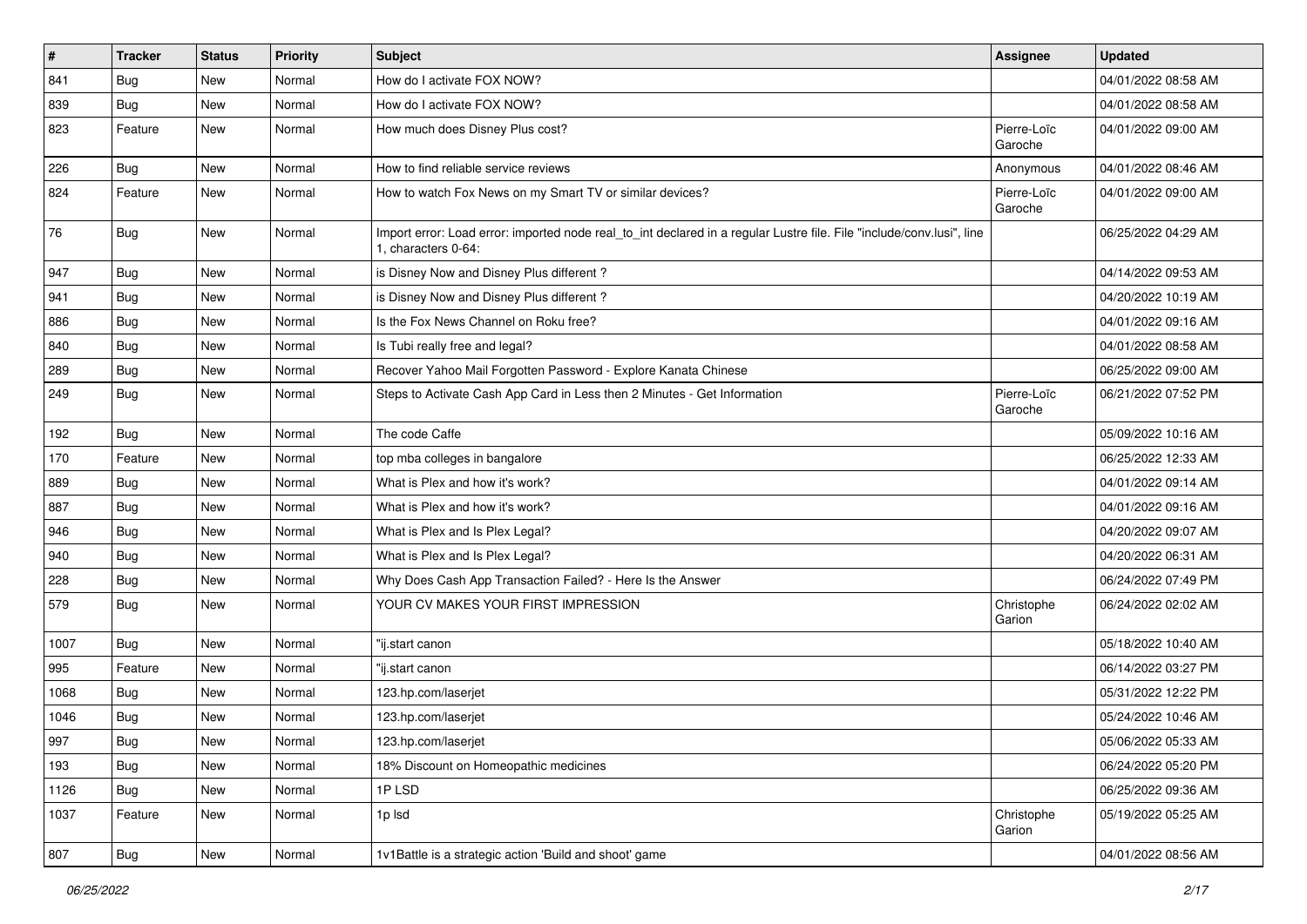| # | Tracker | Status | Priority | Subject | Assignee | Updated |
|---|---|---|---|---|---|---|
| 841 | Bug | New | Normal | How do I activate FOX NOW? | | 04/01/2022 08:58 AM |
| 839 | Bug | New | Normal | How do I activate FOX NOW? | | 04/01/2022 08:58 AM |
| 823 | Feature | New | Normal | How much does Disney Plus cost? | Pierre-Loïc Garoche | 04/01/2022 09:00 AM |
| 226 | Bug | New | Normal | How to find reliable service reviews | Anonymous | 04/01/2022 08:46 AM |
| 824 | Feature | New | Normal | How to watch Fox News on my Smart TV or similar devices? | Pierre-Loïc Garoche | 04/01/2022 09:00 AM |
| 76 | Bug | New | Normal | Import error: Load error: imported node real_to_int declared in a regular Lustre file. File "include/conv.lusi", line 1, characters 0-64: | | 06/25/2022 04:29 AM |
| 947 | Bug | New | Normal | is Disney Now and Disney Plus different ? | | 04/14/2022 09:53 AM |
| 941 | Bug | New | Normal | is Disney Now and Disney Plus different ? | | 04/20/2022 10:19 AM |
| 886 | Bug | New | Normal | Is the Fox News Channel on Roku free? | | 04/01/2022 09:16 AM |
| 840 | Bug | New | Normal | Is Tubi really free and legal? | | 04/01/2022 08:58 AM |
| 289 | Bug | New | Normal | Recover Yahoo Mail Forgotten Password - Explore Kanata Chinese | | 06/25/2022 09:00 AM |
| 249 | Bug | New | Normal | Steps to Activate Cash App Card in Less then 2 Minutes - Get Information | Pierre-Loïc Garoche | 06/21/2022 07:52 PM |
| 192 | Bug | New | Normal | The code Caffe | | 05/09/2022 10:16 AM |
| 170 | Feature | New | Normal | top mba colleges in bangalore | | 06/25/2022 12:33 AM |
| 889 | Bug | New | Normal | What is Plex and how it's work? | | 04/01/2022 09:14 AM |
| 887 | Bug | New | Normal | What is Plex and how it's work? | | 04/01/2022 09:16 AM |
| 946 | Bug | New | Normal | What is Plex and Is Plex Legal? | | 04/20/2022 09:07 AM |
| 940 | Bug | New | Normal | What is Plex and Is Plex Legal? | | 04/20/2022 06:31 AM |
| 228 | Bug | New | Normal | Why Does Cash App Transaction Failed? - Here Is the Answer | | 06/24/2022 07:49 PM |
| 579 | Bug | New | Normal | YOUR CV MAKES YOUR FIRST IMPRESSION | Christophe Garion | 06/24/2022 02:02 AM |
| 1007 | Bug | New | Normal | "ij.start canon | | 05/18/2022 10:40 AM |
| 995 | Feature | New | Normal | "ij.start canon | | 06/14/2022 03:27 PM |
| 1068 | Bug | New | Normal | 123.hp.com/laserjet | | 05/31/2022 12:22 PM |
| 1046 | Bug | New | Normal | 123.hp.com/laserjet | | 05/24/2022 10:46 AM |
| 997 | Bug | New | Normal | 123.hp.com/laserjet | | 05/06/2022 05:33 AM |
| 193 | Bug | New | Normal | 18% Discount on Homeopathic medicines | | 06/24/2022 05:20 PM |
| 1126 | Bug | New | Normal | 1P LSD | | 06/25/2022 09:36 AM |
| 1037 | Feature | New | Normal | 1p lsd | Christophe Garion | 05/19/2022 05:25 AM |
| 807 | Bug | New | Normal | 1v1Battle is a strategic action 'Build and shoot' game | | 04/01/2022 08:56 AM |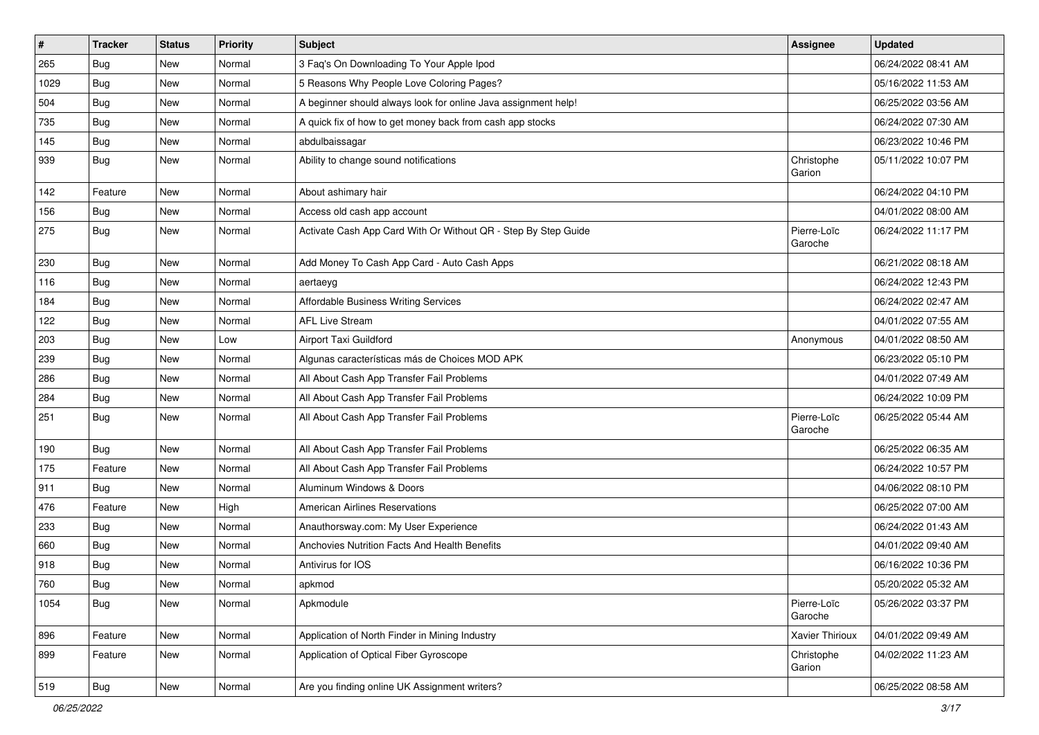| # | Tracker | Status | Priority | Subject | Assignee | Updated |
|---|---|---|---|---|---|---|
| 265 | Bug | New | Normal | 3 Faq's On Downloading To Your Apple Ipod | | 06/24/2022 08:41 AM |
| 1029 | Bug | New | Normal | 5 Reasons Why People Love Coloring Pages? | | 05/16/2022 11:53 AM |
| 504 | Bug | New | Normal | A beginner should always look for online Java assignment help! | | 06/25/2022 03:56 AM |
| 735 | Bug | New | Normal | A quick fix of how to get money back from cash app stocks | | 06/24/2022 07:30 AM |
| 145 | Bug | New | Normal | abdulbaissagar | | 06/23/2022 10:46 PM |
| 939 | Bug | New | Normal | Ability to change sound notifications | Christophe Garion | 05/11/2022 10:07 PM |
| 142 | Feature | New | Normal | About ashimary hair | | 06/24/2022 04:10 PM |
| 156 | Bug | New | Normal | Access old cash app account | | 04/01/2022 08:00 AM |
| 275 | Bug | New | Normal | Activate Cash App Card With Or Without QR - Step By Step Guide | Pierre-Loïc Garoche | 06/24/2022 11:17 PM |
| 230 | Bug | New | Normal | Add Money To Cash App Card - Auto Cash Apps | | 06/21/2022 08:18 AM |
| 116 | Bug | New | Normal | aertaeyg | | 06/24/2022 12:43 PM |
| 184 | Bug | New | Normal | Affordable Business Writing Services | | 06/24/2022 02:47 AM |
| 122 | Bug | New | Normal | AFL Live Stream | | 04/01/2022 07:55 AM |
| 203 | Bug | New | Low | Airport Taxi Guildford | Anonymous | 04/01/2022 08:50 AM |
| 239 | Bug | New | Normal | Algunas características más de Choices MOD APK | | 06/23/2022 05:10 PM |
| 286 | Bug | New | Normal | All About Cash App Transfer Fail Problems | | 04/01/2022 07:49 AM |
| 284 | Bug | New | Normal | All About Cash App Transfer Fail Problems | | 06/24/2022 10:09 PM |
| 251 | Bug | New | Normal | All About Cash App Transfer Fail Problems | Pierre-Loïc Garoche | 06/25/2022 05:44 AM |
| 190 | Bug | New | Normal | All About Cash App Transfer Fail Problems | | 06/25/2022 06:35 AM |
| 175 | Feature | New | Normal | All About Cash App Transfer Fail Problems | | 06/24/2022 10:57 PM |
| 911 | Bug | New | Normal | Aluminum Windows & Doors | | 04/06/2022 08:10 PM |
| 476 | Feature | New | High | American Airlines Reservations | | 06/25/2022 07:00 AM |
| 233 | Bug | New | Normal | Anauthorsway.com: My User Experience | | 06/24/2022 01:43 AM |
| 660 | Bug | New | Normal | Anchovies Nutrition Facts And Health Benefits | | 04/01/2022 09:40 AM |
| 918 | Bug | New | Normal | Antivirus for IOS | | 06/16/2022 10:36 PM |
| 760 | Bug | New | Normal | apkmod | | 05/20/2022 05:32 AM |
| 1054 | Bug | New | Normal | Apkmodule | Pierre-Loïc Garoche | 05/26/2022 03:37 PM |
| 896 | Feature | New | Normal | Application of North Finder in Mining Industry | Xavier Thirioux | 04/01/2022 09:49 AM |
| 899 | Feature | New | Normal | Application of Optical Fiber Gyroscope | Christophe Garion | 04/02/2022 11:23 AM |
| 519 | Bug | New | Normal | Are you finding online UK Assignment writers? | | 06/25/2022 08:58 AM |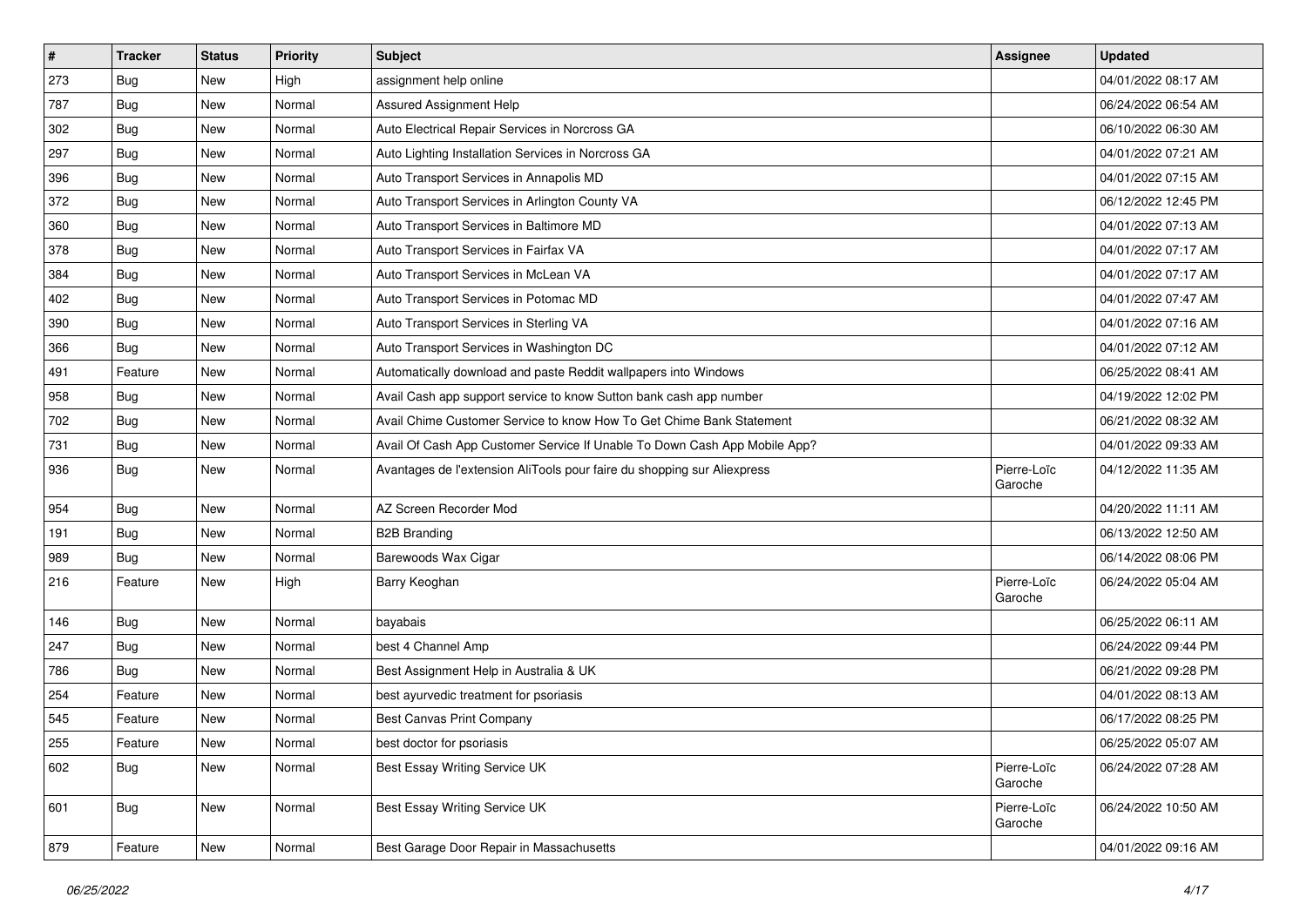| # | Tracker | Status | Priority | Subject | Assignee | Updated |
|---|---|---|---|---|---|---|
| 273 | Bug | New | High | assignment help online | | 04/01/2022 08:17 AM |
| 787 | Bug | New | Normal | Assured Assignment Help | | 06/24/2022 06:54 AM |
| 302 | Bug | New | Normal | Auto Electrical Repair Services in Norcross GA | | 06/10/2022 06:30 AM |
| 297 | Bug | New | Normal | Auto Lighting Installation Services in Norcross GA | | 04/01/2022 07:21 AM |
| 396 | Bug | New | Normal | Auto Transport Services in Annapolis MD | | 04/01/2022 07:15 AM |
| 372 | Bug | New | Normal | Auto Transport Services in Arlington County VA | | 06/12/2022 12:45 PM |
| 360 | Bug | New | Normal | Auto Transport Services in Baltimore MD | | 04/01/2022 07:13 AM |
| 378 | Bug | New | Normal | Auto Transport Services in Fairfax VA | | 04/01/2022 07:17 AM |
| 384 | Bug | New | Normal | Auto Transport Services in McLean VA | | 04/01/2022 07:17 AM |
| 402 | Bug | New | Normal | Auto Transport Services in Potomac MD | | 04/01/2022 07:47 AM |
| 390 | Bug | New | Normal | Auto Transport Services in Sterling VA | | 04/01/2022 07:16 AM |
| 366 | Bug | New | Normal | Auto Transport Services in Washington DC | | 04/01/2022 07:12 AM |
| 491 | Feature | New | Normal | Automatically download and paste Reddit wallpapers into Windows | | 06/25/2022 08:41 AM |
| 958 | Bug | New | Normal | Avail Cash app support service to know Sutton bank cash app number | | 04/19/2022 12:02 PM |
| 702 | Bug | New | Normal | Avail Chime Customer Service to know How To Get Chime Bank Statement | | 06/21/2022 08:32 AM |
| 731 | Bug | New | Normal | Avail Of Cash App Customer Service If Unable To Down Cash App Mobile App? | | 04/01/2022 09:33 AM |
| 936 | Bug | New | Normal | Avantages de l'extension AliTools pour faire du shopping sur Aliexpress | Pierre-Loïc Garoche | 04/12/2022 11:35 AM |
| 954 | Bug | New | Normal | AZ Screen Recorder Mod | | 04/20/2022 11:11 AM |
| 191 | Bug | New | Normal | B2B Branding | | 06/13/2022 12:50 AM |
| 989 | Bug | New | Normal | Barewoods Wax Cigar | | 06/14/2022 08:06 PM |
| 216 | Feature | New | High | Barry Keoghan | Pierre-Loïc Garoche | 06/24/2022 05:04 AM |
| 146 | Bug | New | Normal | bayabais | | 06/25/2022 06:11 AM |
| 247 | Bug | New | Normal | best 4 Channel Amp | | 06/24/2022 09:44 PM |
| 786 | Bug | New | Normal | Best Assignment Help in Australia & UK | | 06/21/2022 09:28 PM |
| 254 | Feature | New | Normal | best ayurvedic treatment for psoriasis | | 04/01/2022 08:13 AM |
| 545 | Feature | New | Normal | Best Canvas Print Company | | 06/17/2022 08:25 PM |
| 255 | Feature | New | Normal | best doctor for psoriasis | | 06/25/2022 05:07 AM |
| 602 | Bug | New | Normal | Best Essay Writing Service UK | Pierre-Loïc Garoche | 06/24/2022 07:28 AM |
| 601 | Bug | New | Normal | Best Essay Writing Service UK | Pierre-Loïc Garoche | 06/24/2022 10:50 AM |
| 879 | Feature | New | Normal | Best Garage Door Repair in Massachusetts | | 04/01/2022 09:16 AM |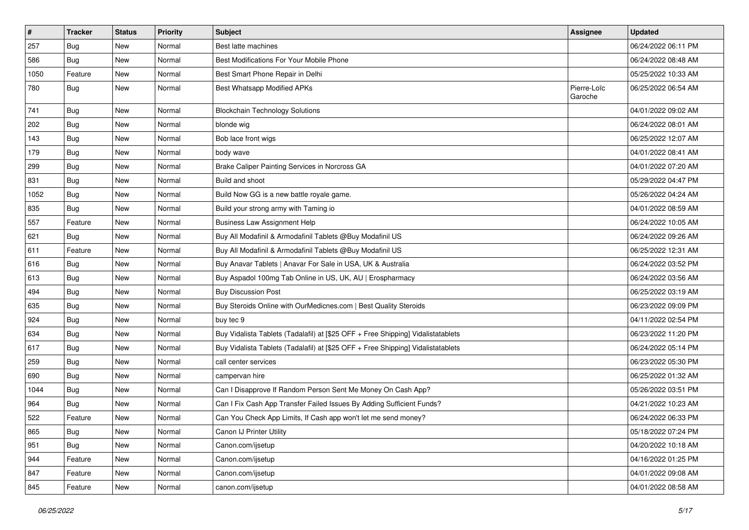| # | Tracker | Status | Priority | Subject | Assignee | Updated |
|---|---|---|---|---|---|---|
| 257 | Bug | New | Normal | Best latte machines | | 06/24/2022 06:11 PM |
| 586 | Bug | New | Normal | Best Modifications For Your Mobile Phone | | 06/24/2022 08:48 AM |
| 1050 | Feature | New | Normal | Best Smart Phone Repair in Delhi | | 05/25/2022 10:33 AM |
| 780 | Bug | New | Normal | Best Whatsapp Modified APKs | Pierre-Loïc Garoche | 06/25/2022 06:54 AM |
| 741 | Bug | New | Normal | Blockchain Technology Solutions | | 04/01/2022 09:02 AM |
| 202 | Bug | New | Normal | blonde wig | | 06/24/2022 08:01 AM |
| 143 | Bug | New | Normal | Bob lace front wigs | | 06/25/2022 12:07 AM |
| 179 | Bug | New | Normal | body wave | | 04/01/2022 08:41 AM |
| 299 | Bug | New | Normal | Brake Caliper Painting Services in Norcross GA | | 04/01/2022 07:20 AM |
| 831 | Bug | New | Normal | Build and shoot | | 05/29/2022 04:47 PM |
| 1052 | Bug | New | Normal | Build Now GG is a new battle royale game. | | 05/26/2022 04:24 AM |
| 835 | Bug | New | Normal | Build your strong army with Taming io | | 04/01/2022 08:59 AM |
| 557 | Feature | New | Normal | Business Law Assignment Help | | 06/24/2022 10:05 AM |
| 621 | Bug | New | Normal | Buy All Modafinil & Armodafinil Tablets @Buy Modafinil US | | 06/24/2022 09:26 AM |
| 611 | Feature | New | Normal | Buy All Modafinil & Armodafinil Tablets @Buy Modafinil US | | 06/25/2022 12:31 AM |
| 616 | Bug | New | Normal | Buy Anavar Tablets \| Anavar For Sale in USA, UK & Australia | | 06/24/2022 03:52 PM |
| 613 | Bug | New | Normal | Buy Aspadol 100mg Tab Online in US, UK, AU \| Erospharmacy | | 06/24/2022 03:56 AM |
| 494 | Bug | New | Normal | Buy Discussion Post | | 06/25/2022 03:19 AM |
| 635 | Bug | New | Normal | Buy Steroids Online with OurMedicnes.com \| Best Quality Steroids | | 06/23/2022 09:09 PM |
| 924 | Bug | New | Normal | buy tec 9 | | 04/11/2022 02:54 PM |
| 634 | Bug | New | Normal | Buy Vidalista Tablets (Tadalafil) at [$25 OFF + Free Shipping] Vidalistatablets | | 06/23/2022 11:20 PM |
| 617 | Bug | New | Normal | Buy Vidalista Tablets (Tadalafil) at [$25 OFF + Free Shipping] Vidalistatablets | | 06/24/2022 05:14 PM |
| 259 | Bug | New | Normal | call center services | | 06/23/2022 05:30 PM |
| 690 | Bug | New | Normal | campervan hire | | 06/25/2022 01:32 AM |
| 1044 | Bug | New | Normal | Can I Disapprove If Random Person Sent Me Money On Cash App? | | 05/26/2022 03:51 PM |
| 964 | Bug | New | Normal | Can I Fix Cash App Transfer Failed Issues By Adding Sufficient Funds? | | 04/21/2022 10:23 AM |
| 522 | Feature | New | Normal | Can You Check App Limits, If Cash app won't let me send money? | | 06/24/2022 06:33 PM |
| 865 | Bug | New | Normal | Canon IJ Printer Utility | | 05/18/2022 07:24 PM |
| 951 | Bug | New | Normal | Canon.com/ijsetup | | 04/20/2022 10:18 AM |
| 944 | Feature | New | Normal | Canon.com/ijsetup | | 04/16/2022 01:25 PM |
| 847 | Feature | New | Normal | Canon.com/ijsetup | | 04/01/2022 09:08 AM |
| 845 | Feature | New | Normal | canon.com/ijsetup | | 04/01/2022 08:58 AM |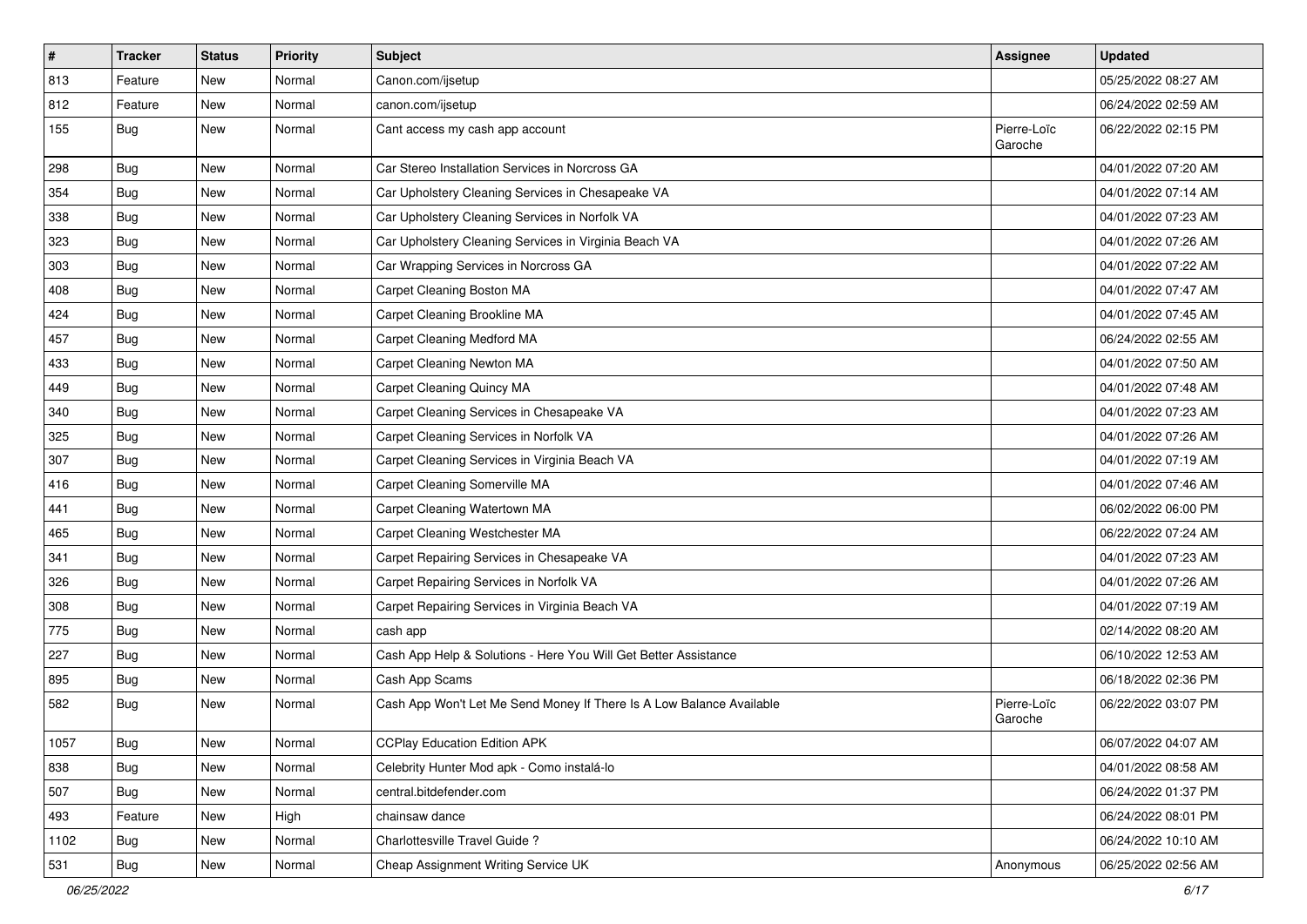| # | Tracker | Status | Priority | Subject | Assignee | Updated |
|---|---|---|---|---|---|---|
| 813 | Feature | New | Normal | Canon.com/ijsetup | | 05/25/2022 08:27 AM |
| 812 | Feature | New | Normal | canon.com/ijsetup | | 06/24/2022 02:59 AM |
| 155 | Bug | New | Normal | Cant access my cash app account | Pierre-Loïc Garoche | 06/22/2022 02:15 PM |
| 298 | Bug | New | Normal | Car Stereo Installation Services in Norcross GA | | 04/01/2022 07:20 AM |
| 354 | Bug | New | Normal | Car Upholstery Cleaning Services in Chesapeake VA | | 04/01/2022 07:14 AM |
| 338 | Bug | New | Normal | Car Upholstery Cleaning Services in Norfolk VA | | 04/01/2022 07:23 AM |
| 323 | Bug | New | Normal | Car Upholstery Cleaning Services in Virginia Beach VA | | 04/01/2022 07:26 AM |
| 303 | Bug | New | Normal | Car Wrapping Services in Norcross GA | | 04/01/2022 07:22 AM |
| 408 | Bug | New | Normal | Carpet Cleaning Boston MA | | 04/01/2022 07:47 AM |
| 424 | Bug | New | Normal | Carpet Cleaning Brookline MA | | 04/01/2022 07:45 AM |
| 457 | Bug | New | Normal | Carpet Cleaning Medford MA | | 06/24/2022 02:55 AM |
| 433 | Bug | New | Normal | Carpet Cleaning Newton MA | | 04/01/2022 07:50 AM |
| 449 | Bug | New | Normal | Carpet Cleaning Quincy MA | | 04/01/2022 07:48 AM |
| 340 | Bug | New | Normal | Carpet Cleaning Services in Chesapeake VA | | 04/01/2022 07:23 AM |
| 325 | Bug | New | Normal | Carpet Cleaning Services in Norfolk VA | | 04/01/2022 07:26 AM |
| 307 | Bug | New | Normal | Carpet Cleaning Services in Virginia Beach VA | | 04/01/2022 07:19 AM |
| 416 | Bug | New | Normal | Carpet Cleaning Somerville MA | | 04/01/2022 07:46 AM |
| 441 | Bug | New | Normal | Carpet Cleaning Watertown MA | | 06/02/2022 06:00 PM |
| 465 | Bug | New | Normal | Carpet Cleaning Westchester MA | | 06/22/2022 07:24 AM |
| 341 | Bug | New | Normal | Carpet Repairing Services in Chesapeake VA | | 04/01/2022 07:23 AM |
| 326 | Bug | New | Normal | Carpet Repairing Services in Norfolk VA | | 04/01/2022 07:26 AM |
| 308 | Bug | New | Normal | Carpet Repairing Services in Virginia Beach VA | | 04/01/2022 07:19 AM |
| 775 | Bug | New | Normal | cash app | | 02/14/2022 08:20 AM |
| 227 | Bug | New | Normal | Cash App Help & Solutions - Here You Will Get Better Assistance | | 06/10/2022 12:53 AM |
| 895 | Bug | New | Normal | Cash App Scams | | 06/18/2022 02:36 PM |
| 582 | Bug | New | Normal | Cash App Won't Let Me Send Money If There Is A Low Balance Available | Pierre-Loïc Garoche | 06/22/2022 03:07 PM |
| 1057 | Bug | New | Normal | CCPlay Education Edition APK | | 06/07/2022 04:07 AM |
| 838 | Bug | New | Normal | Celebrity Hunter Mod apk - Como instalá-lo | | 04/01/2022 08:58 AM |
| 507 | Bug | New | Normal | central.bitdefender.com | | 06/24/2022 01:37 PM |
| 493 | Feature | New | High | chainsaw dance | | 06/24/2022 08:01 PM |
| 1102 | Bug | New | Normal | Charlottesville Travel Guide ? | | 06/24/2022 10:10 AM |
| 531 | Bug | New | Normal | Cheap Assignment Writing Service UK | Anonymous | 06/25/2022 02:56 AM |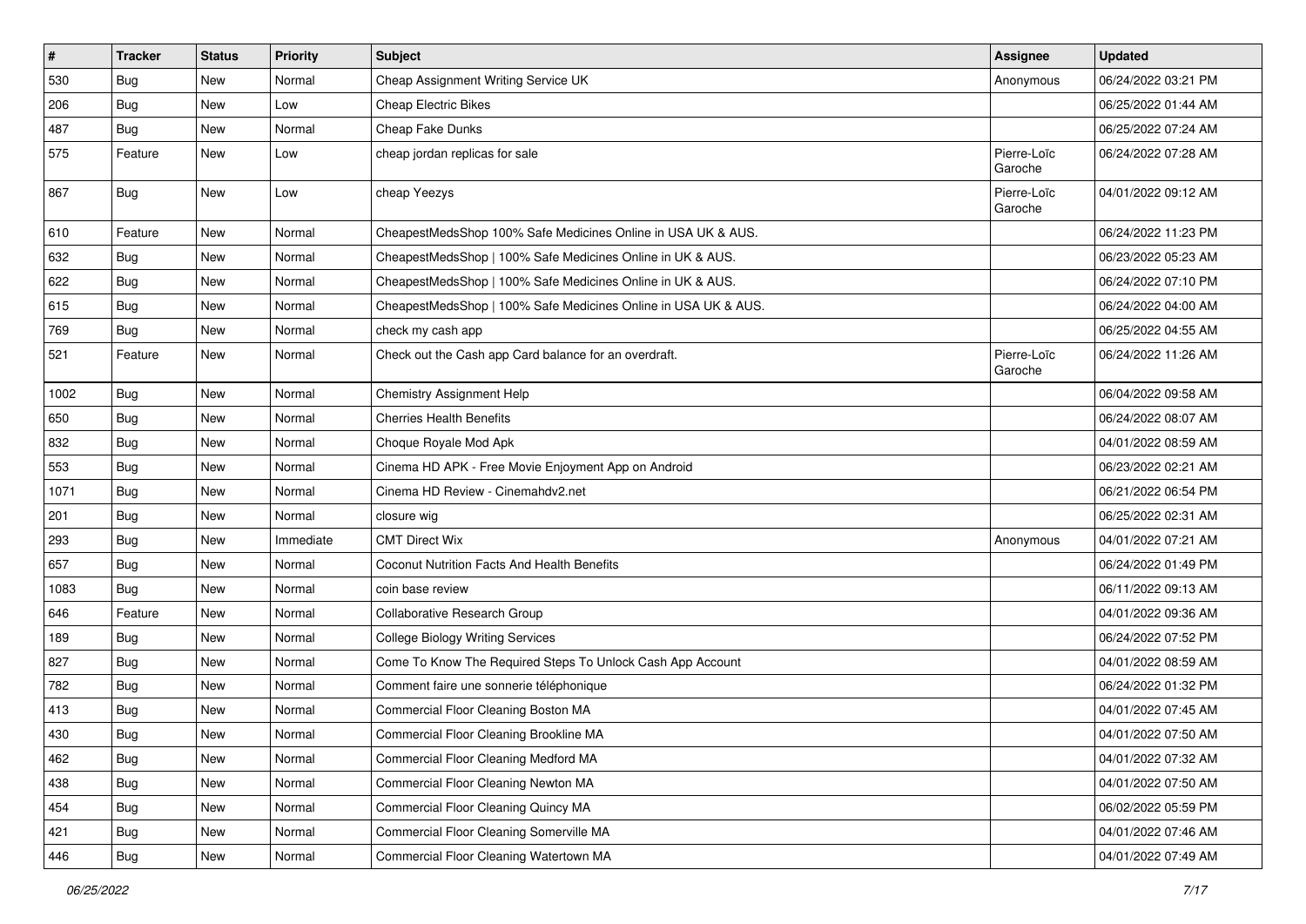| # | Tracker | Status | Priority | Subject | Assignee | Updated |
|---|---|---|---|---|---|---|
| 530 | Bug | New | Normal | Cheap Assignment Writing Service UK | Anonymous | 06/24/2022 03:21 PM |
| 206 | Bug | New | Low | Cheap Electric Bikes | | 06/25/2022 01:44 AM |
| 487 | Bug | New | Normal | Cheap Fake Dunks | | 06/25/2022 07:24 AM |
| 575 | Feature | New | Low | cheap jordan replicas for sale | Pierre-Loïc Garoche | 06/24/2022 07:28 AM |
| 867 | Bug | New | Low | cheap Yeezys | Pierre-Loïc Garoche | 04/01/2022 09:12 AM |
| 610 | Feature | New | Normal | CheapestMedsShop 100% Safe Medicines Online in USA UK & AUS. | | 06/24/2022 11:23 PM |
| 632 | Bug | New | Normal | CheapestMedsShop \| 100% Safe Medicines Online in UK & AUS. | | 06/23/2022 05:23 AM |
| 622 | Bug | New | Normal | CheapestMedsShop \| 100% Safe Medicines Online in UK & AUS. | | 06/24/2022 07:10 PM |
| 615 | Bug | New | Normal | CheapestMedsShop \| 100% Safe Medicines Online in USA UK & AUS. | | 06/24/2022 04:00 AM |
| 769 | Bug | New | Normal | check my cash app | | 06/25/2022 04:55 AM |
| 521 | Feature | New | Normal | Check out the Cash app Card balance for an overdraft. | Pierre-Loïc Garoche | 06/24/2022 11:26 AM |
| 1002 | Bug | New | Normal | Chemistry Assignment Help | | 06/04/2022 09:58 AM |
| 650 | Bug | New | Normal | Cherries Health Benefits | | 06/24/2022 08:07 AM |
| 832 | Bug | New | Normal | Choque Royale Mod Apk | | 04/01/2022 08:59 AM |
| 553 | Bug | New | Normal | Cinema HD APK - Free Movie Enjoyment App on Android | | 06/23/2022 02:21 AM |
| 1071 | Bug | New | Normal | Cinema HD Review - Cinemahdv2.net | | 06/21/2022 06:54 PM |
| 201 | Bug | New | Normal | closure wig | | 06/25/2022 02:31 AM |
| 293 | Bug | New | Immediate | CMT Direct Wix | Anonymous | 04/01/2022 07:21 AM |
| 657 | Bug | New | Normal | Coconut Nutrition Facts And Health Benefits | | 06/24/2022 01:49 PM |
| 1083 | Bug | New | Normal | coin base review | | 06/11/2022 09:13 AM |
| 646 | Feature | New | Normal | Collaborative Research Group | | 04/01/2022 09:36 AM |
| 189 | Bug | New | Normal | College Biology Writing Services | | 06/24/2022 07:52 PM |
| 827 | Bug | New | Normal | Come To Know The Required Steps To Unlock Cash App Account | | 04/01/2022 08:59 AM |
| 782 | Bug | New | Normal | Comment faire une sonnerie téléphonique | | 06/24/2022 01:32 PM |
| 413 | Bug | New | Normal | Commercial Floor Cleaning Boston MA | | 04/01/2022 07:45 AM |
| 430 | Bug | New | Normal | Commercial Floor Cleaning Brookline MA | | 04/01/2022 07:50 AM |
| 462 | Bug | New | Normal | Commercial Floor Cleaning Medford MA | | 04/01/2022 07:32 AM |
| 438 | Bug | New | Normal | Commercial Floor Cleaning Newton MA | | 04/01/2022 07:50 AM |
| 454 | Bug | New | Normal | Commercial Floor Cleaning Quincy MA | | 06/02/2022 05:59 PM |
| 421 | Bug | New | Normal | Commercial Floor Cleaning Somerville MA | | 04/01/2022 07:46 AM |
| 446 | Bug | New | Normal | Commercial Floor Cleaning Watertown MA | | 04/01/2022 07:49 AM |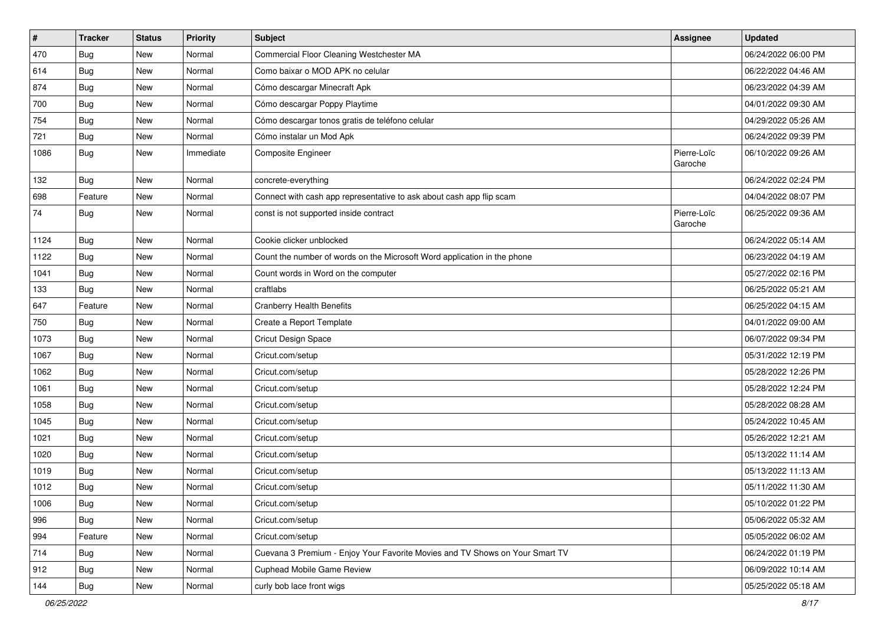| # | Tracker | Status | Priority | Subject | Assignee | Updated |
|---|---|---|---|---|---|---|
| 470 | Bug | New | Normal | Commercial Floor Cleaning Westchester MA | | 06/24/2022 06:00 PM |
| 614 | Bug | New | Normal | Como baixar o MOD APK no celular | | 06/22/2022 04:46 AM |
| 874 | Bug | New | Normal | Cómo descargar Minecraft Apk | | 06/23/2022 04:39 AM |
| 700 | Bug | New | Normal | Cómo descargar Poppy Playtime | | 04/01/2022 09:30 AM |
| 754 | Bug | New | Normal | Cómo descargar tonos gratis de teléfono celular | | 04/29/2022 05:26 AM |
| 721 | Bug | New | Normal | Cómo instalar un Mod Apk | | 06/24/2022 09:39 PM |
| 1086 | Bug | New | Immediate | Composite Engineer | Pierre-Loïc Garoche | 06/10/2022 09:26 AM |
| 132 | Bug | New | Normal | concrete-everything | | 06/24/2022 02:24 PM |
| 698 | Feature | New | Normal | Connect with cash app representative to ask about cash app flip scam | | 04/04/2022 08:07 PM |
| 74 | Bug | New | Normal | const is not supported inside contract | Pierre-Loïc Garoche | 06/25/2022 09:36 AM |
| 1124 | Bug | New | Normal | Cookie clicker unblocked | | 06/24/2022 05:14 AM |
| 1122 | Bug | New | Normal | Count the number of words on the Microsoft Word application in the phone | | 06/23/2022 04:19 AM |
| 1041 | Bug | New | Normal | Count words in Word on the computer | | 05/27/2022 02:16 PM |
| 133 | Bug | New | Normal | craftlabs | | 06/25/2022 05:21 AM |
| 647 | Feature | New | Normal | Cranberry Health Benefits | | 06/25/2022 04:15 AM |
| 750 | Bug | New | Normal | Create a Report Template | | 04/01/2022 09:00 AM |
| 1073 | Bug | New | Normal | Cricut Design Space | | 06/07/2022 09:34 PM |
| 1067 | Bug | New | Normal | Cricut.com/setup | | 05/31/2022 12:19 PM |
| 1062 | Bug | New | Normal | Cricut.com/setup | | 05/28/2022 12:26 PM |
| 1061 | Bug | New | Normal | Cricut.com/setup | | 05/28/2022 12:24 PM |
| 1058 | Bug | New | Normal | Cricut.com/setup | | 05/28/2022 08:28 AM |
| 1045 | Bug | New | Normal | Cricut.com/setup | | 05/24/2022 10:45 AM |
| 1021 | Bug | New | Normal | Cricut.com/setup | | 05/26/2022 12:21 AM |
| 1020 | Bug | New | Normal | Cricut.com/setup | | 05/13/2022 11:14 AM |
| 1019 | Bug | New | Normal | Cricut.com/setup | | 05/13/2022 11:13 AM |
| 1012 | Bug | New | Normal | Cricut.com/setup | | 05/11/2022 11:30 AM |
| 1006 | Bug | New | Normal | Cricut.com/setup | | 05/10/2022 01:22 PM |
| 996 | Bug | New | Normal | Cricut.com/setup | | 05/06/2022 05:32 AM |
| 994 | Feature | New | Normal | Cricut.com/setup | | 05/05/2022 06:02 AM |
| 714 | Bug | New | Normal | Cuevana 3 Premium - Enjoy Your Favorite Movies and TV Shows on Your Smart TV | | 06/24/2022 01:19 PM |
| 912 | Bug | New | Normal | Cuphead Mobile Game Review | | 06/09/2022 10:14 AM |
| 144 | Bug | New | Normal | curly bob lace front wigs | | 05/25/2022 05:18 AM |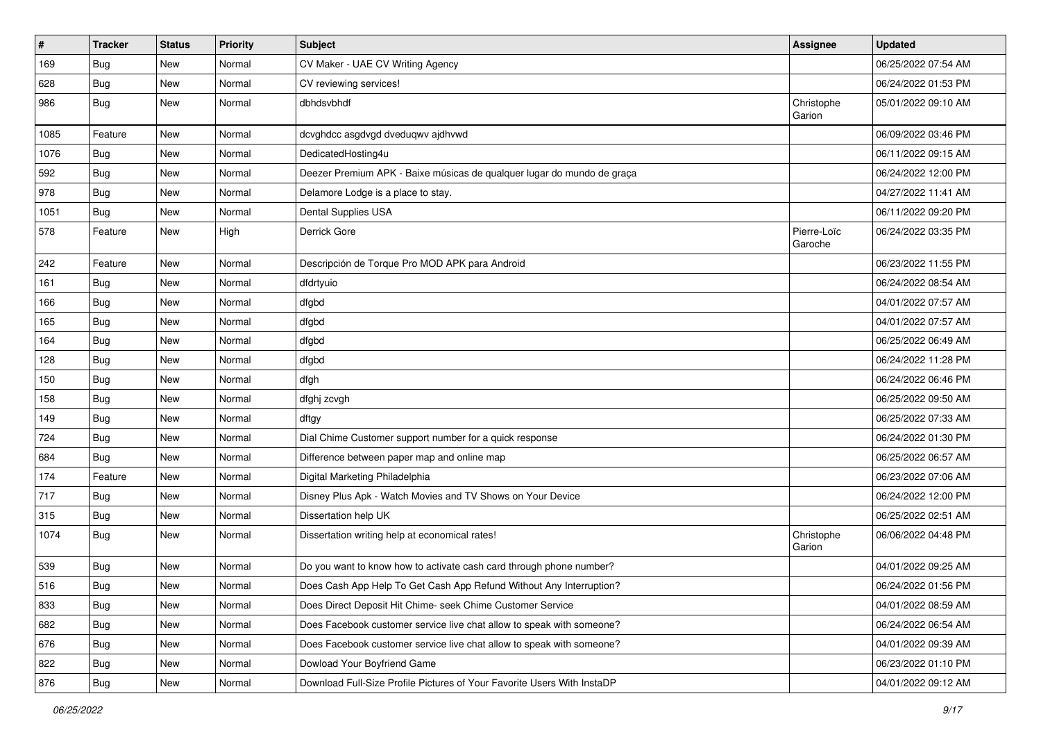| # | Tracker | Status | Priority | Subject | Assignee | Updated |
| --- | --- | --- | --- | --- | --- | --- |
| 169 | Bug | New | Normal | CV Maker - UAE CV Writing Agency | | 06/25/2022 07:54 AM |
| 628 | Bug | New | Normal | CV reviewing services! | | 06/24/2022 01:53 PM |
| 986 | Bug | New | Normal | dbhdsvbhdf | Christophe Garion | 05/01/2022 09:10 AM |
| 1085 | Feature | New | Normal | dcvghdcc asgdvgd dveduqwv ajdhvwd | | 06/09/2022 03:46 PM |
| 1076 | Bug | New | Normal | DedicatedHosting4u | | 06/11/2022 09:15 AM |
| 592 | Bug | New | Normal | Deezer Premium APK - Baixe músicas de qualquer lugar do mundo de graça | | 06/24/2022 12:00 PM |
| 978 | Bug | New | Normal | Delamore Lodge is a place to stay. | | 04/27/2022 11:41 AM |
| 1051 | Bug | New | Normal | Dental Supplies USA | | 06/11/2022 09:20 PM |
| 578 | Feature | New | High | Derrick Gore | Pierre-Loïc Garoche | 06/24/2022 03:35 PM |
| 242 | Feature | New | Normal | Descripción de Torque Pro MOD APK para Android | | 06/23/2022 11:55 PM |
| 161 | Bug | New | Normal | dfdrtyuio | | 06/24/2022 08:54 AM |
| 166 | Bug | New | Normal | dfgbd | | 04/01/2022 07:57 AM |
| 165 | Bug | New | Normal | dfgbd | | 04/01/2022 07:57 AM |
| 164 | Bug | New | Normal | dfgbd | | 06/25/2022 06:49 AM |
| 128 | Bug | New | Normal | dfgbd | | 06/24/2022 11:28 PM |
| 150 | Bug | New | Normal | dfgh | | 06/24/2022 06:46 PM |
| 158 | Bug | New | Normal | dfghj zcvgh | | 06/25/2022 09:50 AM |
| 149 | Bug | New | Normal | dftgy | | 06/25/2022 07:33 AM |
| 724 | Bug | New | Normal | Dial Chime Customer support number for a quick response | | 06/24/2022 01:30 PM |
| 684 | Bug | New | Normal | Difference between paper map and online map | | 06/25/2022 06:57 AM |
| 174 | Feature | New | Normal | Digital Marketing Philadelphia | | 06/23/2022 07:06 AM |
| 717 | Bug | New | Normal | Disney Plus Apk - Watch Movies and TV Shows on Your Device | | 06/24/2022 12:00 PM |
| 315 | Bug | New | Normal | Dissertation help UK | | 06/25/2022 02:51 AM |
| 1074 | Bug | New | Normal | Dissertation writing help at economical rates! | Christophe Garion | 06/06/2022 04:48 PM |
| 539 | Bug | New | Normal | Do you want to know how to activate cash card through phone number? | | 04/01/2022 09:25 AM |
| 516 | Bug | New | Normal | Does Cash App Help To Get Cash App Refund Without Any Interruption? | | 06/24/2022 01:56 PM |
| 833 | Bug | New | Normal | Does Direct Deposit Hit Chime- seek Chime Customer Service | | 04/01/2022 08:59 AM |
| 682 | Bug | New | Normal | Does Facebook customer service live chat allow to speak with someone? | | 06/24/2022 06:54 AM |
| 676 | Bug | New | Normal | Does Facebook customer service live chat allow to speak with someone? | | 04/01/2022 09:39 AM |
| 822 | Bug | New | Normal | Dowload Your Boyfriend Game | | 06/23/2022 01:10 PM |
| 876 | Bug | New | Normal | Download Full-Size Profile Pictures of Your Favorite Users With InstaDP | | 04/01/2022 09:12 AM |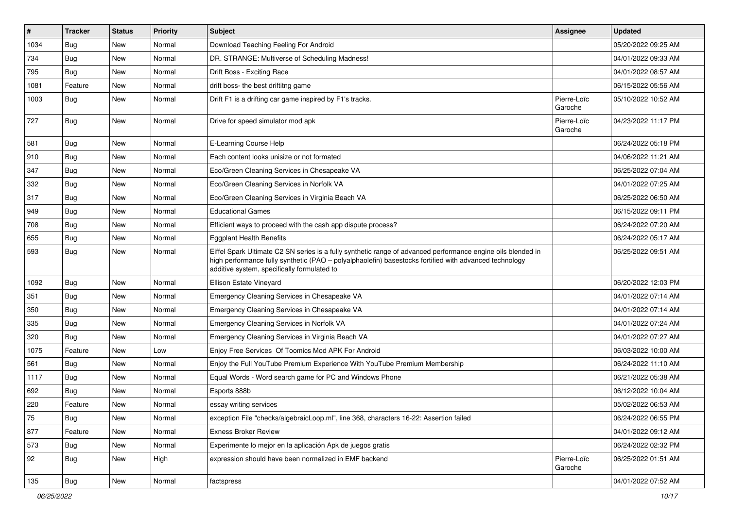| # | Tracker | Status | Priority | Subject | Assignee | Updated |
|---|---|---|---|---|---|---|
| 1034 | Bug | New | Normal | Download Teaching Feeling For Android | | 05/20/2022 09:25 AM |
| 734 | Bug | New | Normal | DR. STRANGE: Multiverse of Scheduling Madness! | | 04/01/2022 09:33 AM |
| 795 | Bug | New | Normal | Drift Boss - Exciting Race | | 04/01/2022 08:57 AM |
| 1081 | Feature | New | Normal | drift boss- the best driftitng game | | 06/15/2022 05:56 AM |
| 1003 | Bug | New | Normal | Drift F1 is a drifting car game inspired by F1's tracks. | Pierre-Loïc Garoche | 05/10/2022 10:52 AM |
| 727 | Bug | New | Normal | Drive for speed simulator mod apk | Pierre-Loïc Garoche | 04/23/2022 11:17 PM |
| 581 | Bug | New | Normal | E-Learning Course Help | | 06/24/2022 05:18 PM |
| 910 | Bug | New | Normal | Each content looks unisize or not formated | | 04/06/2022 11:21 AM |
| 347 | Bug | New | Normal | Eco/Green Cleaning Services in Chesapeake VA | | 06/25/2022 07:04 AM |
| 332 | Bug | New | Normal | Eco/Green Cleaning Services in Norfolk VA | | 04/01/2022 07:25 AM |
| 317 | Bug | New | Normal | Eco/Green Cleaning Services in Virginia Beach VA | | 06/25/2022 06:50 AM |
| 949 | Bug | New | Normal | Educational Games | | 06/15/2022 09:11 PM |
| 708 | Bug | New | Normal | Efficient ways to proceed with the cash app dispute process? | | 06/24/2022 07:20 AM |
| 655 | Bug | New | Normal | Eggplant Health Benefits | | 06/24/2022 05:17 AM |
| 593 | Bug | New | Normal | Eiffel Spark Ultimate C2 SN series is a fully synthetic range of advanced performance engine oils blended in high performance fully synthetic (PAO – polyalphaolefin) basestocks fortified with advanced technology additive system, specifically formulated to | | 06/25/2022 09:51 AM |
| 1092 | Bug | New | Normal | Ellison Estate Vineyard | | 06/20/2022 12:03 PM |
| 351 | Bug | New | Normal | Emergency Cleaning Services in Chesapeake VA | | 04/01/2022 07:14 AM |
| 350 | Bug | New | Normal | Emergency Cleaning Services in Chesapeake VA | | 04/01/2022 07:14 AM |
| 335 | Bug | New | Normal | Emergency Cleaning Services in Norfolk VA | | 04/01/2022 07:24 AM |
| 320 | Bug | New | Normal | Emergency Cleaning Services in Virginia Beach VA | | 04/01/2022 07:27 AM |
| 1075 | Feature | New | Low | Enjoy Free Services Of Toomics Mod APK For Android | | 06/03/2022 10:00 AM |
| 561 | Bug | New | Normal | Enjoy the Full YouTube Premium Experience With YouTube Premium Membership | | 06/24/2022 11:10 AM |
| 1117 | Bug | New | Normal | Equal Words - Word search game for PC and Windows Phone | | 06/21/2022 05:38 AM |
| 692 | Bug | New | Normal | Esports 888b | | 06/12/2022 10:04 AM |
| 220 | Feature | New | Normal | essay writing services | | 05/02/2022 06:53 AM |
| 75 | Bug | New | Normal | exception File "checks/algebraicLoop.ml", line 368, characters 16-22: Assertion failed | | 06/24/2022 06:55 PM |
| 877 | Feature | New | Normal | Exness Broker Review | | 04/01/2022 09:12 AM |
| 573 | Bug | New | Normal | Experimente lo mejor en la aplicación Apk de juegos gratis | | 06/24/2022 02:32 PM |
| 92 | Bug | New | High | expression should have been normalized in EMF backend | Pierre-Loïc Garoche | 06/25/2022 01:51 AM |
| 135 | Bug | New | Normal | factspress | | 04/01/2022 07:52 AM |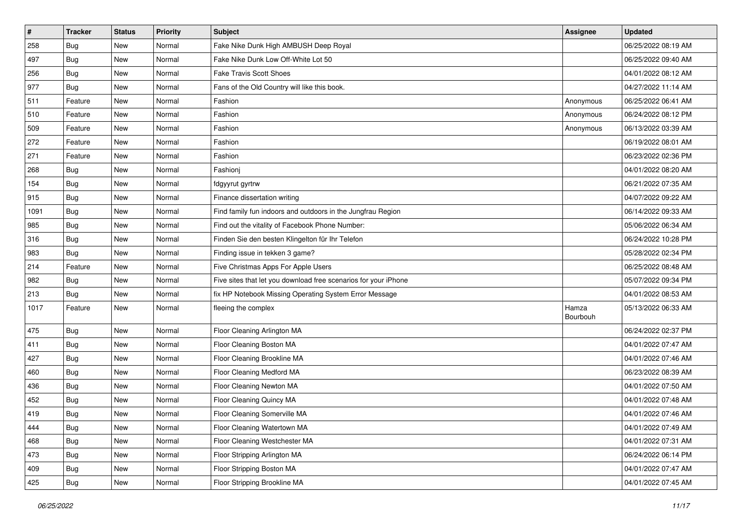| # | Tracker | Status | Priority | Subject | Assignee | Updated |
|---|---|---|---|---|---|---|
| 258 | Bug | New | Normal | Fake Nike Dunk High AMBUSH Deep Royal | | 06/25/2022 08:19 AM |
| 497 | Bug | New | Normal | Fake Nike Dunk Low Off-White Lot 50 | | 06/25/2022 09:40 AM |
| 256 | Bug | New | Normal | Fake Travis Scott Shoes | | 04/01/2022 08:12 AM |
| 977 | Bug | New | Normal | Fans of the Old Country will like this book. | | 04/27/2022 11:14 AM |
| 511 | Feature | New | Normal | Fashion | Anonymous | 06/25/2022 06:41 AM |
| 510 | Feature | New | Normal | Fashion | Anonymous | 06/24/2022 08:12 PM |
| 509 | Feature | New | Normal | Fashion | Anonymous | 06/13/2022 03:39 AM |
| 272 | Feature | New | Normal | Fashion | | 06/19/2022 08:01 AM |
| 271 | Feature | New | Normal | Fashion | | 06/23/2022 02:36 PM |
| 268 | Bug | New | Normal | Fashionj | | 04/01/2022 08:20 AM |
| 154 | Bug | New | Normal | fdgyyrut gyrtrw | | 06/21/2022 07:35 AM |
| 915 | Bug | New | Normal | Finance dissertation writing | | 04/07/2022 09:22 AM |
| 1091 | Bug | New | Normal | Find family fun indoors and outdoors in the Jungfrau Region | | 06/14/2022 09:33 AM |
| 985 | Bug | New | Normal | Find out the vitality of Facebook Phone Number: | | 05/06/2022 06:34 AM |
| 316 | Bug | New | Normal | Finden Sie den besten Klingelton für Ihr Telefon | | 06/24/2022 10:28 PM |
| 983 | Bug | New | Normal | Finding issue in tekken 3 game? | | 05/28/2022 02:34 PM |
| 214 | Feature | New | Normal | Five Christmas Apps For Apple Users | | 06/25/2022 08:48 AM |
| 982 | Bug | New | Normal | Five sites that let you download free scenarios for your iPhone | | 05/07/2022 09:34 PM |
| 213 | Bug | New | Normal | fix HP Notebook Missing Operating System Error Message | | 04/01/2022 08:53 AM |
| 1017 | Feature | New | Normal | fleeing the complex | Hamza Bourbouh | 05/13/2022 06:33 AM |
| 475 | Bug | New | Normal | Floor Cleaning Arlington MA | | 06/24/2022 02:37 PM |
| 411 | Bug | New | Normal | Floor Cleaning Boston MA | | 04/01/2022 07:47 AM |
| 427 | Bug | New | Normal | Floor Cleaning Brookline MA | | 04/01/2022 07:46 AM |
| 460 | Bug | New | Normal | Floor Cleaning Medford MA | | 06/23/2022 08:39 AM |
| 436 | Bug | New | Normal | Floor Cleaning Newton MA | | 04/01/2022 07:50 AM |
| 452 | Bug | New | Normal | Floor Cleaning Quincy MA | | 04/01/2022 07:48 AM |
| 419 | Bug | New | Normal | Floor Cleaning Somerville MA | | 04/01/2022 07:46 AM |
| 444 | Bug | New | Normal | Floor Cleaning Watertown MA | | 04/01/2022 07:49 AM |
| 468 | Bug | New | Normal | Floor Cleaning Westchester MA | | 04/01/2022 07:31 AM |
| 473 | Bug | New | Normal | Floor Stripping Arlington MA | | 06/24/2022 06:14 PM |
| 409 | Bug | New | Normal | Floor Stripping Boston MA | | 04/01/2022 07:47 AM |
| 425 | Bug | New | Normal | Floor Stripping Brookline MA | | 04/01/2022 07:45 AM |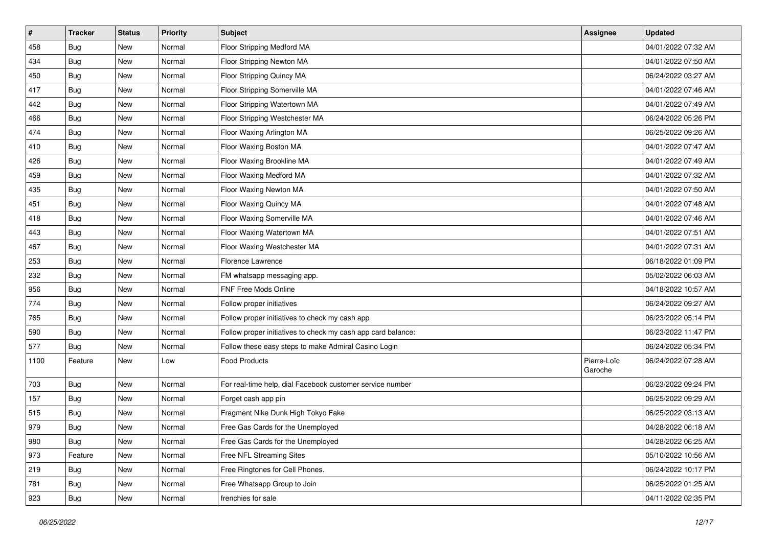| # | Tracker | Status | Priority | Subject | Assignee | Updated |
|---|---|---|---|---|---|---|
| 458 | Bug | New | Normal | Floor Stripping Medford MA | | 04/01/2022 07:32 AM |
| 434 | Bug | New | Normal | Floor Stripping Newton MA | | 04/01/2022 07:50 AM |
| 450 | Bug | New | Normal | Floor Stripping Quincy MA | | 06/24/2022 03:27 AM |
| 417 | Bug | New | Normal | Floor Stripping Somerville MA | | 04/01/2022 07:46 AM |
| 442 | Bug | New | Normal | Floor Stripping Watertown MA | | 04/01/2022 07:49 AM |
| 466 | Bug | New | Normal | Floor Stripping Westchester MA | | 06/24/2022 05:26 PM |
| 474 | Bug | New | Normal | Floor Waxing Arlington MA | | 06/25/2022 09:26 AM |
| 410 | Bug | New | Normal | Floor Waxing Boston MA | | 04/01/2022 07:47 AM |
| 426 | Bug | New | Normal | Floor Waxing Brookline MA | | 04/01/2022 07:49 AM |
| 459 | Bug | New | Normal | Floor Waxing Medford MA | | 04/01/2022 07:32 AM |
| 435 | Bug | New | Normal | Floor Waxing Newton MA | | 04/01/2022 07:50 AM |
| 451 | Bug | New | Normal | Floor Waxing Quincy MA | | 04/01/2022 07:48 AM |
| 418 | Bug | New | Normal | Floor Waxing Somerville MA | | 04/01/2022 07:46 AM |
| 443 | Bug | New | Normal | Floor Waxing Watertown MA | | 04/01/2022 07:51 AM |
| 467 | Bug | New | Normal | Floor Waxing Westchester MA | | 04/01/2022 07:31 AM |
| 253 | Bug | New | Normal | Florence Lawrence | | 06/18/2022 01:09 PM |
| 232 | Bug | New | Normal | FM whatsapp messaging app. | | 05/02/2022 06:03 AM |
| 956 | Bug | New | Normal | FNF Free Mods Online | | 04/18/2022 10:57 AM |
| 774 | Bug | New | Normal | Follow proper initiatives | | 06/24/2022 09:27 AM |
| 765 | Bug | New | Normal | Follow proper initiatives to check my cash app | | 06/23/2022 05:14 PM |
| 590 | Bug | New | Normal | Follow proper initiatives to check my cash app card balance: | | 06/23/2022 11:47 PM |
| 577 | Bug | New | Normal | Follow these easy steps to make Admiral Casino Login | | 06/24/2022 05:34 PM |
| 1100 | Feature | New | Low | Food Products | Pierre-Loïc Garoche | 06/24/2022 07:28 AM |
| 703 | Bug | New | Normal | For real-time help, dial Facebook customer service number | | 06/23/2022 09:24 PM |
| 157 | Bug | New | Normal | Forget cash app pin | | 06/25/2022 09:29 AM |
| 515 | Bug | New | Normal | Fragment Nike Dunk High Tokyo Fake | | 06/25/2022 03:13 AM |
| 979 | Bug | New | Normal | Free Gas Cards for the Unemployed | | 04/28/2022 06:18 AM |
| 980 | Bug | New | Normal | Free Gas Cards for the Unemployed | | 04/28/2022 06:25 AM |
| 973 | Feature | New | Normal | Free NFL Streaming Sites | | 05/10/2022 10:56 AM |
| 219 | Bug | New | Normal | Free Ringtones for Cell Phones. | | 06/24/2022 10:17 PM |
| 781 | Bug | New | Normal | Free Whatsapp Group to Join | | 06/25/2022 01:25 AM |
| 923 | Bug | New | Normal | frenchies for sale | | 04/11/2022 02:35 PM |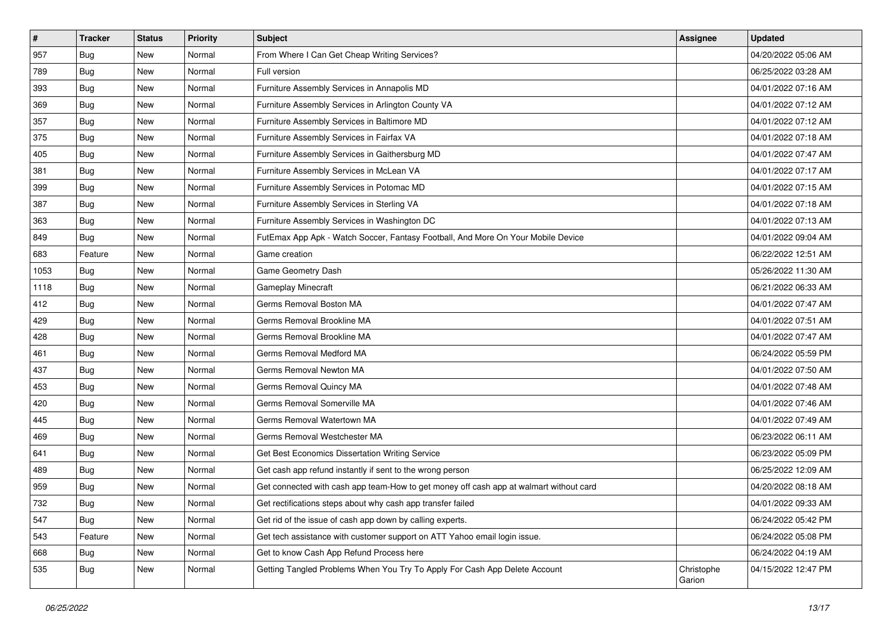| # | Tracker | Status | Priority | Subject | Assignee | Updated |
|---|---|---|---|---|---|---|
| 957 | Bug | New | Normal | From Where I Can Get Cheap Writing Services? | | 04/20/2022 05:06 AM |
| 789 | Bug | New | Normal | Full version | | 06/25/2022 03:28 AM |
| 393 | Bug | New | Normal | Furniture Assembly Services in Annapolis MD | | 04/01/2022 07:16 AM |
| 369 | Bug | New | Normal | Furniture Assembly Services in Arlington County VA | | 04/01/2022 07:12 AM |
| 357 | Bug | New | Normal | Furniture Assembly Services in Baltimore MD | | 04/01/2022 07:12 AM |
| 375 | Bug | New | Normal | Furniture Assembly Services in Fairfax VA | | 04/01/2022 07:18 AM |
| 405 | Bug | New | Normal | Furniture Assembly Services in Gaithersburg MD | | 04/01/2022 07:47 AM |
| 381 | Bug | New | Normal | Furniture Assembly Services in McLean VA | | 04/01/2022 07:17 AM |
| 399 | Bug | New | Normal | Furniture Assembly Services in Potomac MD | | 04/01/2022 07:15 AM |
| 387 | Bug | New | Normal | Furniture Assembly Services in Sterling VA | | 04/01/2022 07:18 AM |
| 363 | Bug | New | Normal | Furniture Assembly Services in Washington DC | | 04/01/2022 07:13 AM |
| 849 | Bug | New | Normal | FutEmax App Apk - Watch Soccer, Fantasy Football, And More On Your Mobile Device | | 04/01/2022 09:04 AM |
| 683 | Feature | New | Normal | Game creation | | 06/22/2022 12:51 AM |
| 1053 | Bug | New | Normal | Game Geometry Dash | | 05/26/2022 11:30 AM |
| 1118 | Bug | New | Normal | Gameplay Minecraft | | 06/21/2022 06:33 AM |
| 412 | Bug | New | Normal | Germs Removal Boston MA | | 04/01/2022 07:47 AM |
| 429 | Bug | New | Normal | Germs Removal Brookline MA | | 04/01/2022 07:51 AM |
| 428 | Bug | New | Normal | Germs Removal Brookline MA | | 04/01/2022 07:47 AM |
| 461 | Bug | New | Normal | Germs Removal Medford MA | | 06/24/2022 05:59 PM |
| 437 | Bug | New | Normal | Germs Removal Newton MA | | 04/01/2022 07:50 AM |
| 453 | Bug | New | Normal | Germs Removal Quincy MA | | 04/01/2022 07:48 AM |
| 420 | Bug | New | Normal | Germs Removal Somerville MA | | 04/01/2022 07:46 AM |
| 445 | Bug | New | Normal | Germs Removal Watertown MA | | 04/01/2022 07:49 AM |
| 469 | Bug | New | Normal | Germs Removal Westchester MA | | 06/23/2022 06:11 AM |
| 641 | Bug | New | Normal | Get Best Economics Dissertation Writing Service | | 06/23/2022 05:09 PM |
| 489 | Bug | New | Normal | Get cash app refund instantly if sent to the wrong person | | 06/25/2022 12:09 AM |
| 959 | Bug | New | Normal | Get connected with cash app team-How to get money off cash app at walmart without card | | 04/20/2022 08:18 AM |
| 732 | Bug | New | Normal | Get rectifications steps about why cash app transfer failed | | 04/01/2022 09:33 AM |
| 547 | Bug | New | Normal | Get rid of the issue of cash app down by calling experts. | | 06/24/2022 05:42 PM |
| 543 | Feature | New | Normal | Get tech assistance with customer support on ATT Yahoo email login issue. | | 06/24/2022 05:08 PM |
| 668 | Bug | New | Normal | Get to know Cash App Refund Process here | | 06/24/2022 04:19 AM |
| 535 | Bug | New | Normal | Getting Tangled Problems When You Try To Apply For Cash App Delete Account | Christophe Garion | 04/15/2022 12:47 PM |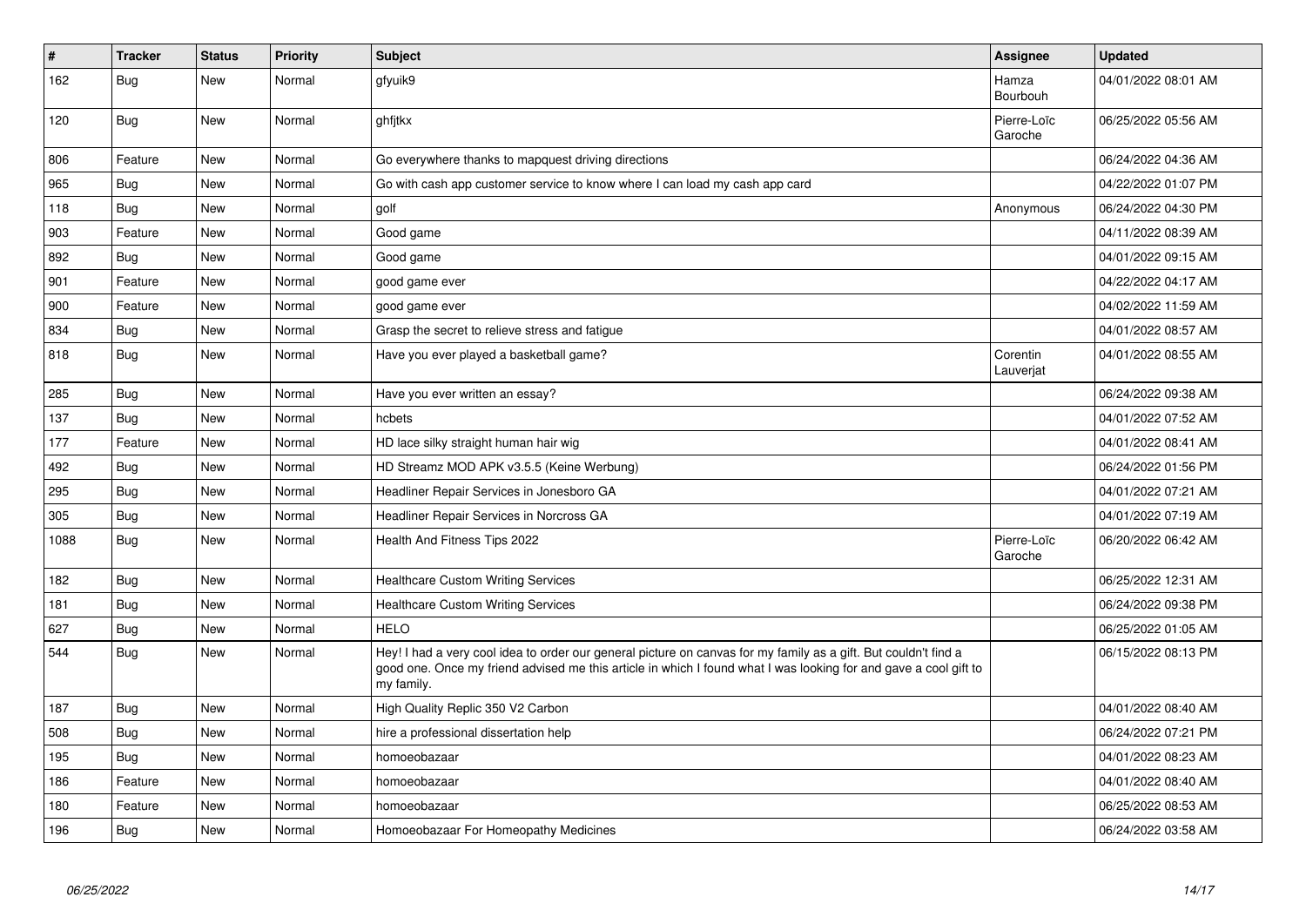| # | Tracker | Status | Priority | Subject | Assignee | Updated |
|---|---|---|---|---|---|---|
| 162 | Bug | New | Normal | gfyuik9 | Hamza Bourbouh | 04/01/2022 08:01 AM |
| 120 | Bug | New | Normal | ghfjtkx | Pierre-Loïc Garoche | 06/25/2022 05:56 AM |
| 806 | Feature | New | Normal | Go everywhere thanks to mapquest driving directions | | 06/24/2022 04:36 AM |
| 965 | Bug | New | Normal | Go with cash app customer service to know where I can load my cash app card | | 04/22/2022 01:07 PM |
| 118 | Bug | New | Normal | golf | Anonymous | 06/24/2022 04:30 PM |
| 903 | Feature | New | Normal | Good game | | 04/11/2022 08:39 AM |
| 892 | Bug | New | Normal | Good game | | 04/01/2022 09:15 AM |
| 901 | Feature | New | Normal | good game ever | | 04/22/2022 04:17 AM |
| 900 | Feature | New | Normal | good game ever | | 04/02/2022 11:59 AM |
| 834 | Bug | New | Normal | Grasp the secret to relieve stress and fatigue | | 04/01/2022 08:57 AM |
| 818 | Bug | New | Normal | Have you ever played a basketball game? | Corentin Lauverjat | 04/01/2022 08:55 AM |
| 285 | Bug | New | Normal | Have you ever written an essay? | | 06/24/2022 09:38 AM |
| 137 | Bug | New | Normal | hcbets | | 04/01/2022 07:52 AM |
| 177 | Feature | New | Normal | HD lace silky straight human hair wig | | 04/01/2022 08:41 AM |
| 492 | Bug | New | Normal | HD Streamz MOD APK v3.5.5 (Keine Werbung) | | 06/24/2022 01:56 PM |
| 295 | Bug | New | Normal | Headliner Repair Services in Jonesboro GA | | 04/01/2022 07:21 AM |
| 305 | Bug | New | Normal | Headliner Repair Services in Norcross GA | | 04/01/2022 07:19 AM |
| 1088 | Bug | New | Normal | Health And Fitness Tips 2022 | Pierre-Loïc Garoche | 06/20/2022 06:42 AM |
| 182 | Bug | New | Normal | Healthcare Custom Writing Services | | 06/25/2022 12:31 AM |
| 181 | Bug | New | Normal | Healthcare Custom Writing Services | | 06/24/2022 09:38 PM |
| 627 | Bug | New | Normal | HELO | | 06/25/2022 01:05 AM |
| 544 | Bug | New | Normal | Hey! I had a very cool idea to order our general picture on canvas for my family as a gift. But couldn't find a good one. Once my friend advised me this article in which I found what I was looking for and gave a cool gift to my family. | | 06/15/2022 08:13 PM |
| 187 | Bug | New | Normal | High Quality Replic 350 V2 Carbon | | 04/01/2022 08:40 AM |
| 508 | Bug | New | Normal | hire a professional dissertation help | | 06/24/2022 07:21 PM |
| 195 | Bug | New | Normal | homoeobazaar | | 04/01/2022 08:23 AM |
| 186 | Feature | New | Normal | homoeobazaar | | 04/01/2022 08:40 AM |
| 180 | Feature | New | Normal | homoeobazaar | | 06/25/2022 08:53 AM |
| 196 | Bug | New | Normal | Homoeobazaar For Homeopathy Medicines | | 06/24/2022 03:58 AM |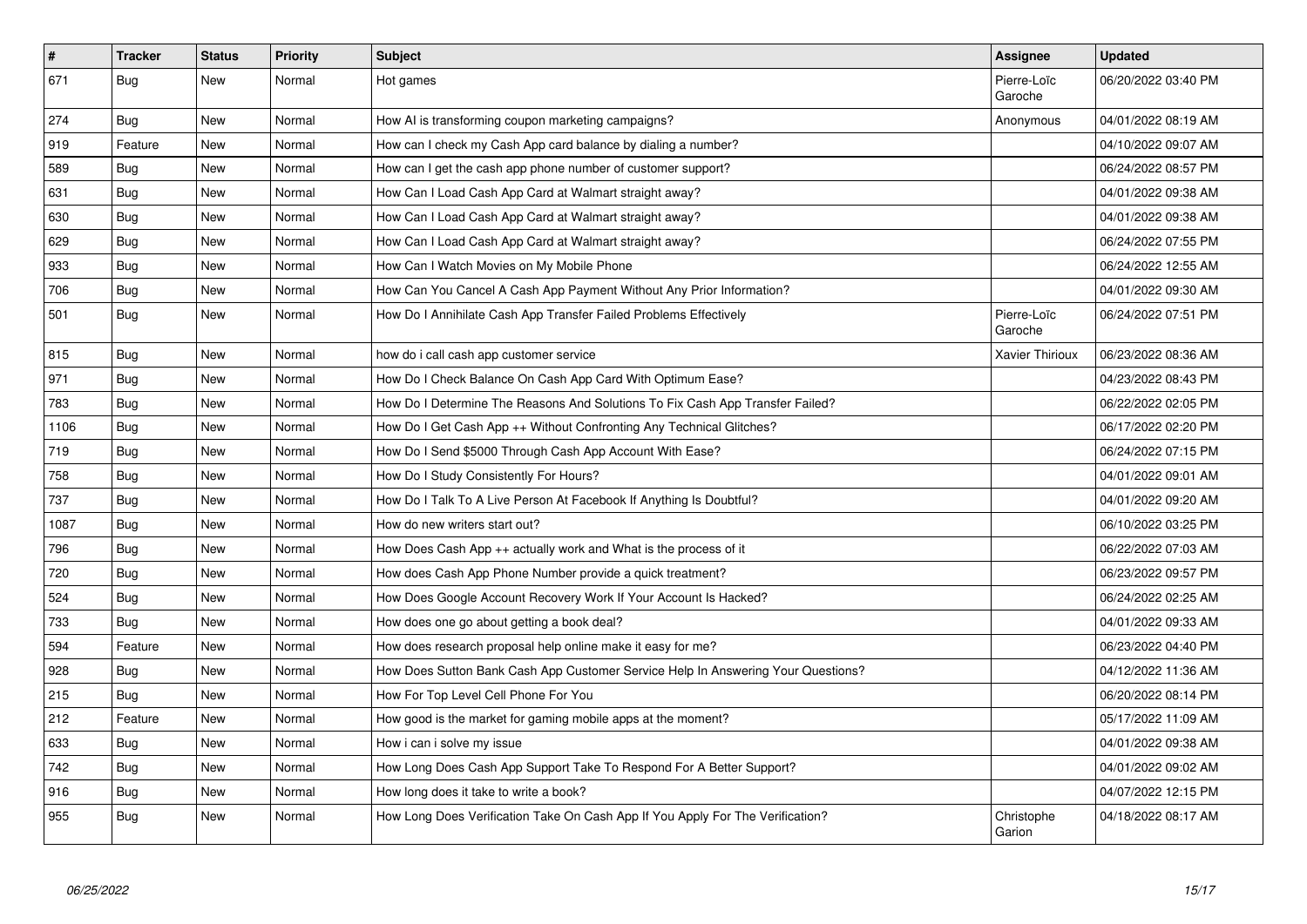| # | Tracker | Status | Priority | Subject | Assignee | Updated |
| --- | --- | --- | --- | --- | --- | --- |
| 671 | Bug | New | Normal | Hot games | Pierre-Loïc Garoche | 06/20/2022 03:40 PM |
| 274 | Bug | New | Normal | How AI is transforming coupon marketing campaigns? | Anonymous | 04/01/2022 08:19 AM |
| 919 | Feature | New | Normal | How can I check my Cash App card balance by dialing a number? | | 04/10/2022 09:07 AM |
| 589 | Bug | New | Normal | How can I get the cash app phone number of customer support? | | 06/24/2022 08:57 PM |
| 631 | Bug | New | Normal | How Can I Load Cash App Card at Walmart straight away? | | 04/01/2022 09:38 AM |
| 630 | Bug | New | Normal | How Can I Load Cash App Card at Walmart straight away? | | 04/01/2022 09:38 AM |
| 629 | Bug | New | Normal | How Can I Load Cash App Card at Walmart straight away? | | 06/24/2022 07:55 PM |
| 933 | Bug | New | Normal | How Can I Watch Movies on My Mobile Phone | | 06/24/2022 12:55 AM |
| 706 | Bug | New | Normal | How Can You Cancel A Cash App Payment Without Any Prior Information? | | 04/01/2022 09:30 AM |
| 501 | Bug | New | Normal | How Do I Annihilate Cash App Transfer Failed Problems Effectively | Pierre-Loïc Garoche | 06/24/2022 07:51 PM |
| 815 | Bug | New | Normal | how do i call cash app customer service | Xavier Thirioux | 06/23/2022 08:36 AM |
| 971 | Bug | New | Normal | How Do I Check Balance On Cash App Card With Optimum Ease? | | 04/23/2022 08:43 PM |
| 783 | Bug | New | Normal | How Do I Determine The Reasons And Solutions To Fix Cash App Transfer Failed? | | 06/22/2022 02:05 PM |
| 1106 | Bug | New | Normal | How Do I Get Cash App ++ Without Confronting Any Technical Glitches? | | 06/17/2022 02:20 PM |
| 719 | Bug | New | Normal | How Do I Send $5000 Through Cash App Account With Ease? | | 06/24/2022 07:15 PM |
| 758 | Bug | New | Normal | How Do I Study Consistently For Hours? | | 04/01/2022 09:01 AM |
| 737 | Bug | New | Normal | How Do I Talk To A Live Person At Facebook If Anything Is Doubtful? | | 04/01/2022 09:20 AM |
| 1087 | Bug | New | Normal | How do new writers start out? | | 06/10/2022 03:25 PM |
| 796 | Bug | New | Normal | How Does Cash App ++ actually work and What is the process of it | | 06/22/2022 07:03 AM |
| 720 | Bug | New | Normal | How does Cash App Phone Number provide a quick treatment? | | 06/23/2022 09:57 PM |
| 524 | Bug | New | Normal | How Does Google Account Recovery Work If Your Account Is Hacked? | | 06/24/2022 02:25 AM |
| 733 | Bug | New | Normal | How does one go about getting a book deal? | | 04/01/2022 09:33 AM |
| 594 | Feature | New | Normal | How does research proposal help online make it easy for me? | | 06/23/2022 04:40 PM |
| 928 | Bug | New | Normal | How Does Sutton Bank Cash App Customer Service Help In Answering Your Questions? | | 04/12/2022 11:36 AM |
| 215 | Bug | New | Normal | How For Top Level Cell Phone For You | | 06/20/2022 08:14 PM |
| 212 | Feature | New | Normal | How good is the market for gaming mobile apps at the moment? | | 05/17/2022 11:09 AM |
| 633 | Bug | New | Normal | How i can i solve my issue | | 04/01/2022 09:38 AM |
| 742 | Bug | New | Normal | How Long Does Cash App Support Take To Respond For A Better Support? | | 04/01/2022 09:02 AM |
| 916 | Bug | New | Normal | How long does it take to write a book? | | 04/07/2022 12:15 PM |
| 955 | Bug | New | Normal | How Long Does Verification Take On Cash App If You Apply For The Verification? | Christophe Garion | 04/18/2022 08:17 AM |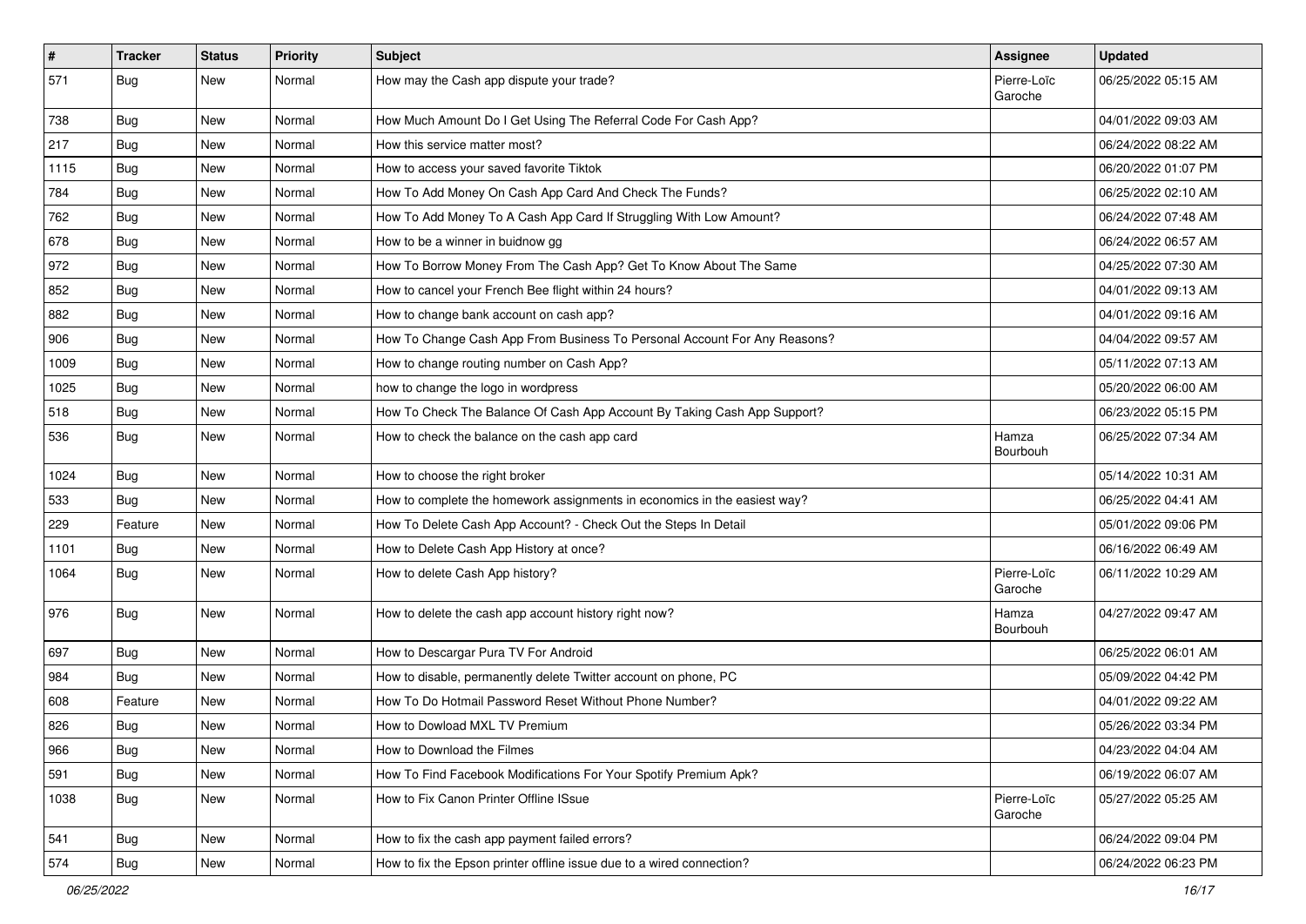| # | Tracker | Status | Priority | Subject | Assignee | Updated |
|---|---|---|---|---|---|---|
| 571 | Bug | New | Normal | How may the Cash app dispute your trade? | Pierre-Loïc Garoche | 06/25/2022 05:15 AM |
| 738 | Bug | New | Normal | How Much Amount Do I Get Using The Referral Code For Cash App? | | 04/01/2022 09:03 AM |
| 217 | Bug | New | Normal | How this service matter most? | | 06/24/2022 08:22 AM |
| 1115 | Bug | New | Normal | How to access your saved favorite Tiktok | | 06/20/2022 01:07 PM |
| 784 | Bug | New | Normal | How To Add Money On Cash App Card And Check The Funds? | | 06/25/2022 02:10 AM |
| 762 | Bug | New | Normal | How To Add Money To A Cash App Card If Struggling With Low Amount? | | 06/24/2022 07:48 AM |
| 678 | Bug | New | Normal | How to be a winner in buidnow gg | | 06/24/2022 06:57 AM |
| 972 | Bug | New | Normal | How To Borrow Money From The Cash App? Get To Know About The Same | | 04/25/2022 07:30 AM |
| 852 | Bug | New | Normal | How to cancel your French Bee flight within 24 hours? | | 04/01/2022 09:13 AM |
| 882 | Bug | New | Normal | How to change bank account on cash app? | | 04/01/2022 09:16 AM |
| 906 | Bug | New | Normal | How To Change Cash App From Business To Personal Account For Any Reasons? | | 04/04/2022 09:57 AM |
| 1009 | Bug | New | Normal | How to change routing number on Cash App? | | 05/11/2022 07:13 AM |
| 1025 | Bug | New | Normal | how to change the logo in wordpress | | 05/20/2022 06:00 AM |
| 518 | Bug | New | Normal | How To Check The Balance Of Cash App Account By Taking Cash App Support? | | 06/23/2022 05:15 PM |
| 536 | Bug | New | Normal | How to check the balance on the cash app card | Hamza Bourbouh | 06/25/2022 07:34 AM |
| 1024 | Bug | New | Normal | How to choose the right broker | | 05/14/2022 10:31 AM |
| 533 | Bug | New | Normal | How to complete the homework assignments in economics in the easiest way? | | 06/25/2022 04:41 AM |
| 229 | Feature | New | Normal | How To Delete Cash App Account? - Check Out the Steps In Detail | | 05/01/2022 09:06 PM |
| 1101 | Bug | New | Normal | How to Delete Cash App History at once? | | 06/16/2022 06:49 AM |
| 1064 | Bug | New | Normal | How to delete Cash App history? | Pierre-Loïc Garoche | 06/11/2022 10:29 AM |
| 976 | Bug | New | Normal | How to delete the cash app account history right now? | Hamza Bourbouh | 04/27/2022 09:47 AM |
| 697 | Bug | New | Normal | How to Descargar Pura TV For Android | | 06/25/2022 06:01 AM |
| 984 | Bug | New | Normal | How to disable, permanently delete Twitter account on phone, PC | | 05/09/2022 04:42 PM |
| 608 | Feature | New | Normal | How To Do Hotmail Password Reset Without Phone Number? | | 04/01/2022 09:22 AM |
| 826 | Bug | New | Normal | How to Dowload MXL TV Premium | | 05/26/2022 03:34 PM |
| 966 | Bug | New | Normal | How to Download the Filmes | | 04/23/2022 04:04 AM |
| 591 | Bug | New | Normal | How To Find Facebook Modifications For Your Spotify Premium Apk? | | 06/19/2022 06:07 AM |
| 1038 | Bug | New | Normal | How to Fix Canon Printer Offline ISsue | Pierre-Loïc Garoche | 05/27/2022 05:25 AM |
| 541 | Bug | New | Normal | How to fix the cash app payment failed errors? | | 06/24/2022 09:04 PM |
| 574 | Bug | New | Normal | How to fix the Epson printer offline issue due to a wired connection? | | 06/24/2022 06:23 PM |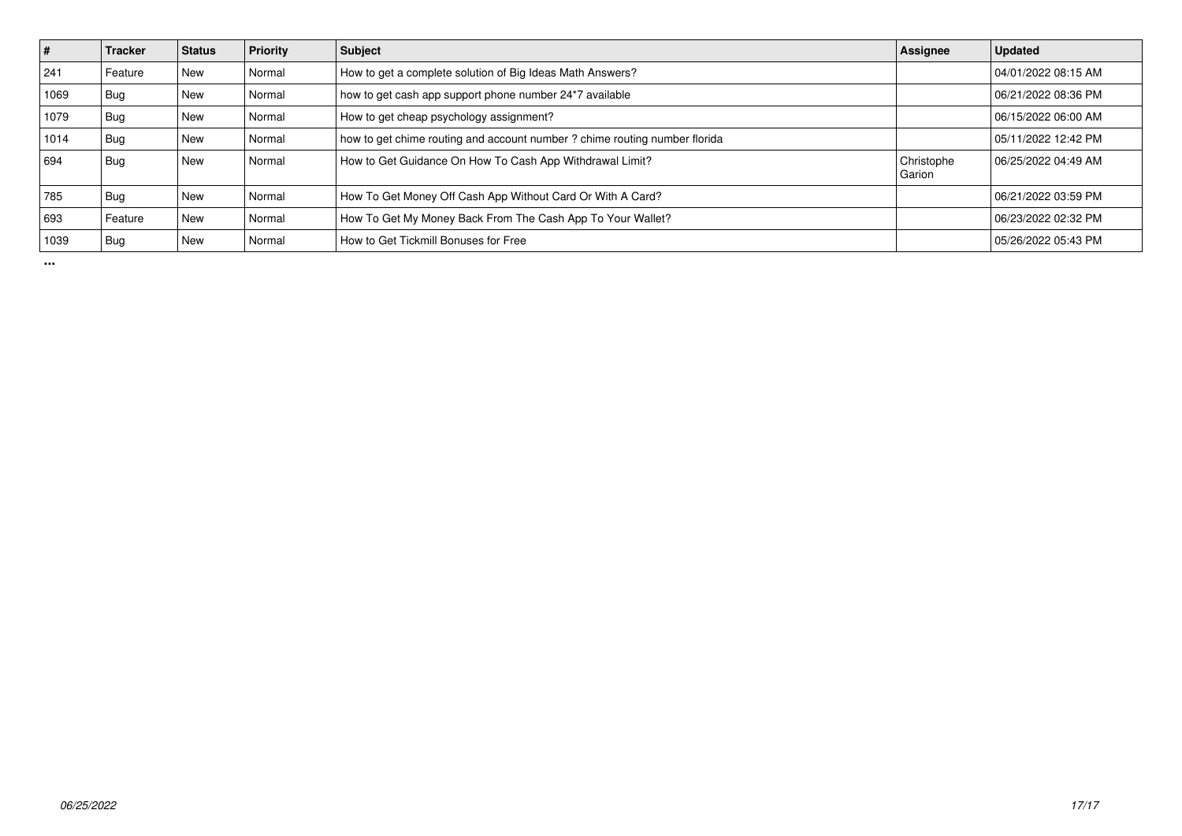| # | Tracker | Status | Priority | Subject | Assignee | Updated |
|---|---|---|---|---|---|---|
| 241 | Feature | New | Normal | How to get a complete solution of Big Ideas Math Answers? | | 04/01/2022 08:15 AM |
| 1069 | Bug | New | Normal | how to get cash app support phone number 24*7 available | | 06/21/2022 08:36 PM |
| 1079 | Bug | New | Normal | How to get cheap psychology assignment? | | 06/15/2022 06:00 AM |
| 1014 | Bug | New | Normal | how to get chime routing and account number ? chime routing number florida | | 05/11/2022 12:42 PM |
| 694 | Bug | New | Normal | How to Get Guidance On How To Cash App Withdrawal Limit? | Christophe Garion | 06/25/2022 04:49 AM |
| 785 | Bug | New | Normal | How To Get Money Off Cash App Without Card Or With A Card? | | 06/21/2022 03:59 PM |
| 693 | Feature | New | Normal | How To Get My Money Back From The Cash App To Your Wallet? | | 06/23/2022 02:32 PM |
| 1039 | Bug | New | Normal | How to Get Tickmill Bonuses for Free | | 05/26/2022 05:43 PM |

...